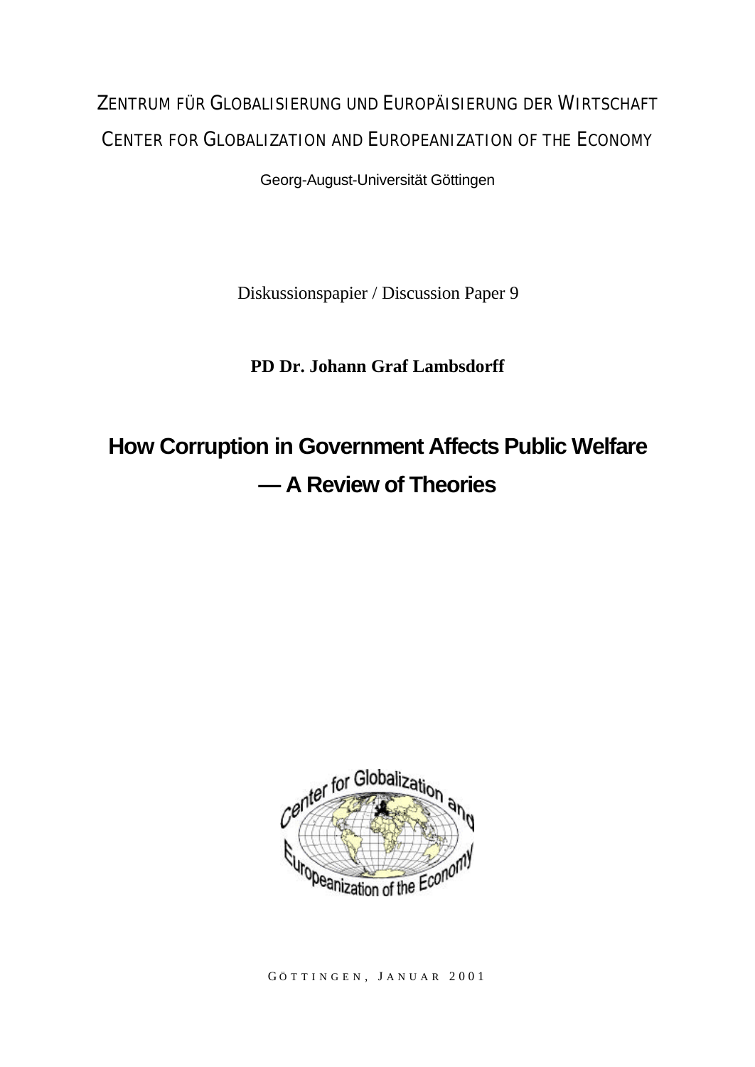ZENTRUM FÜR GLOBALISIERUNG UND EUROPÄISIERUNG DER WIRTSCHAFT

CENTER FOR GLOBALIZATION AND EUROPEANIZATION OF THE ECONOMY

Georg-August-Universität Göttingen

Diskussionspapier / Discussion Paper 9

**PD Dr. Johann Graf Lambsdorff**

# How Corruption in Government Affects Public Welfare — A Review of Theories

GÖTTINGEN, JANUAR 2001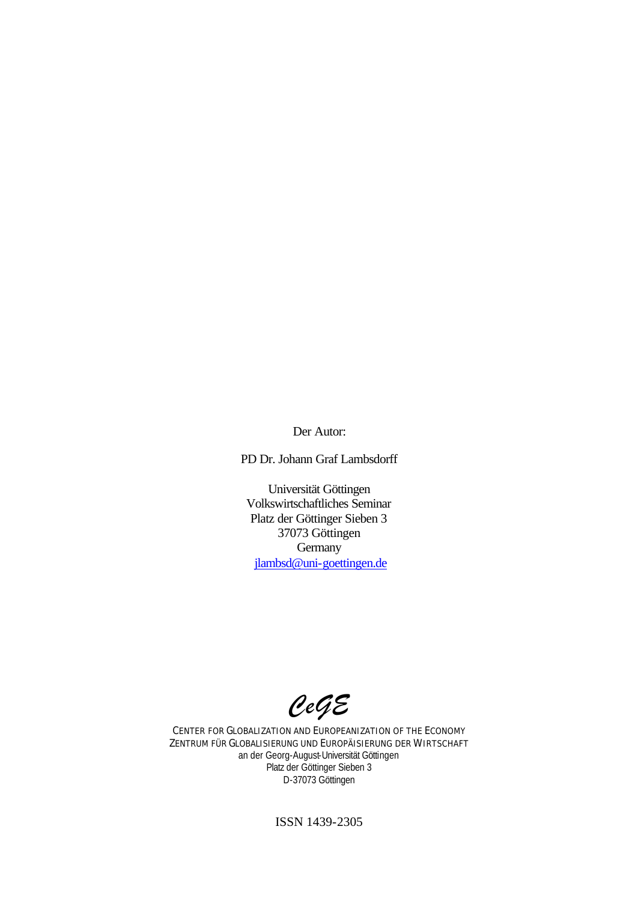Der Autor:

PD Dr. Johann Graf Lambsdorff

Universität Göttingen
Volkswirtschaftliches Seminar
Platz der Göttinger Sieben 3
37073 Göttingen
Germany
jlambsd@uni-goettingen.de

*CeGE*

CENTER FOR GLOBALIZATION AND EUROPEANIZATION OF THE ECONOMY
ZENTRUM FÜR GLOBALISIERUNG UND EUROPÄISIERUNG DER WIRTSCHAFT
an der Georg-August-Universität Göttingen
Platz der Göttinger Sieben 3
D-37073 Göttingen

ISSN 1439-2305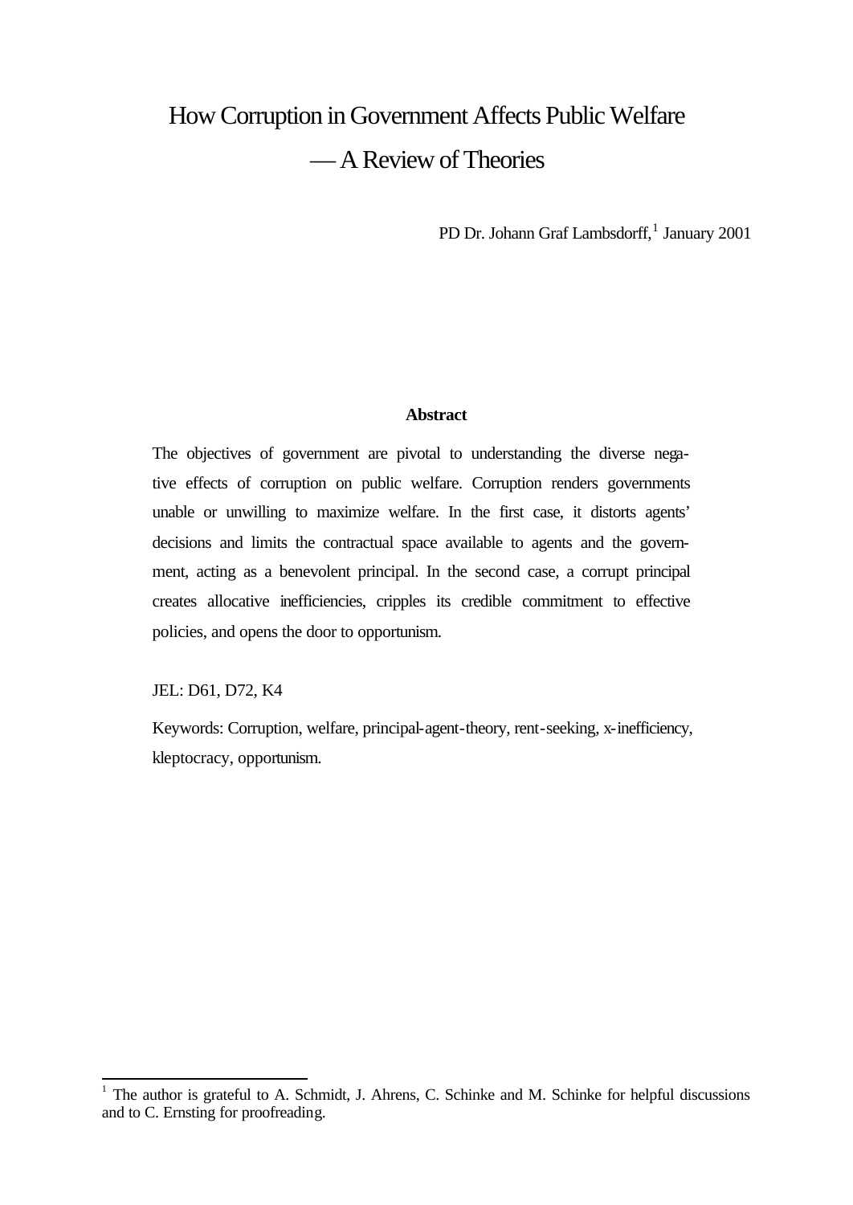# How Corruption in Government Affects Public Welfare — A Review of Theories

PD Dr. Johann Graf Lambsdorff,[1] January 2001

**Abstract**

The objectives of government are pivotal to understanding the diverse negative effects of corruption on public welfare. Corruption renders governments unable or unwilling to maximize welfare. In the first case, it distorts agents' decisions and limits the contractual space available to agents and the government, acting as a benevolent principal. In the second case, a corrupt principal creates allocative inefficiencies, cripples its credible commitment to effective policies, and opens the door to opportunism.

JEL: D61, D72, K4

Keywords: Corruption, welfare, principal-agent-theory, rent-seeking, x-inefficiency, kleptocracy, opportunism.

[1] The author is grateful to A. Schmidt, J. Ahrens, C. Schinke and M. Schinke for helpful discussions and to C. Ernsting for proofreading.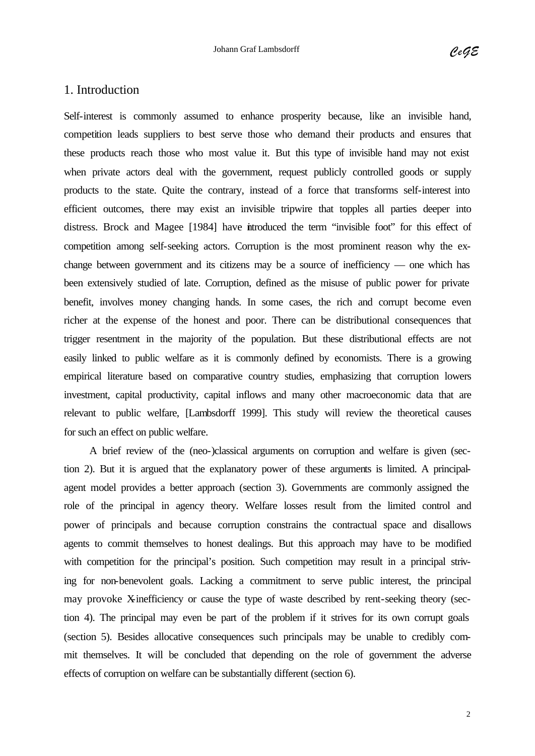## 1. Introduction

Self-interest is commonly assumed to enhance prosperity because, like an invisible hand, competition leads suppliers to best serve those who demand their products and ensures that these products reach those who most value it. But this type of invisible hand may not exist when private actors deal with the government, request publicly controlled goods or supply products to the state. Quite the contrary, instead of a force that transforms self-interest into efficient outcomes, there may exist an invisible tripwire that topples all parties deeper into distress. Brock and Magee [1984] have introduced the term "invisible foot" for this effect of competition among self-seeking actors. Corruption is the most prominent reason why the exchange between government and its citizens may be a source of inefficiency — one which has been extensively studied of late. Corruption, defined as the misuse of public power for private benefit, involves money changing hands. In some cases, the rich and corrupt become even richer at the expense of the honest and poor. There can be distributional consequences that trigger resentment in the majority of the population. But these distributional effects are not easily linked to public welfare as it is commonly defined by economists. There is a growing empirical literature based on comparative country studies, emphasizing that corruption lowers investment, capital productivity, capital inflows and many other macroeconomic data that are relevant to public welfare, [Lambsdorff 1999]. This study will review the theoretical causes for such an effect on public welfare.

A brief review of the (neo-)classical arguments on corruption and welfare is given (section 2). But it is argued that the explanatory power of these arguments is limited. A principal-agent model provides a better approach (section 3). Governments are commonly assigned the role of the principal in agency theory. Welfare losses result from the limited control and power of principals and because corruption constrains the contractual space and disallows agents to commit themselves to honest dealings. But this approach may have to be modified with competition for the principal's position. Such competition may result in a principal striving for non-benevolent goals. Lacking a commitment to serve public interest, the principal may provoke X-inefficiency or cause the type of waste described by rent-seeking theory (section 4). The principal may even be part of the problem if it strives for its own corrupt goals (section 5). Besides allocative consequences such principals may be unable to credibly commit themselves. It will be concluded that depending on the role of government the adverse effects of corruption on welfare can be substantially different (section 6).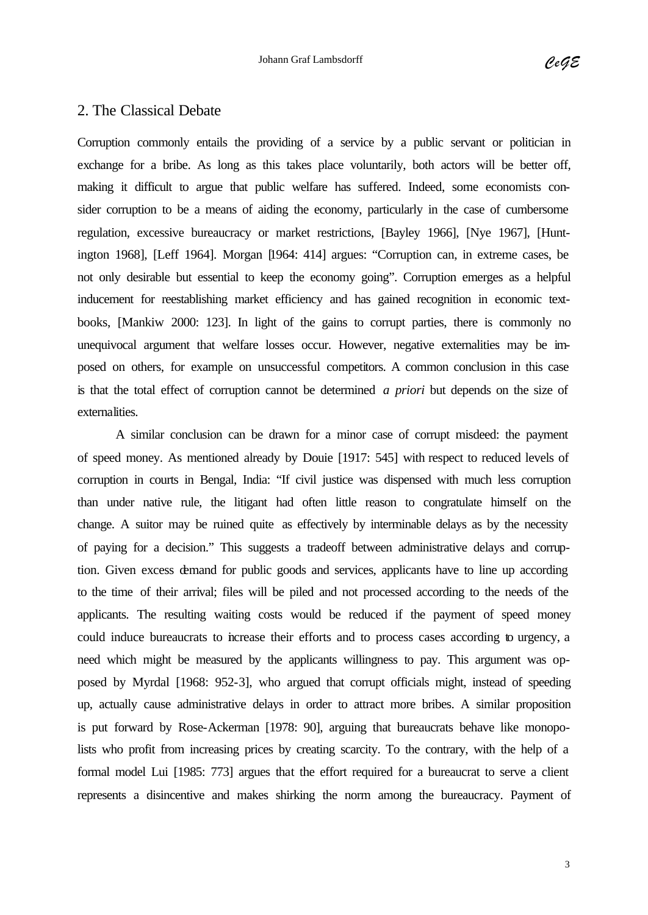## 2. The Classical Debate

Corruption commonly entails the providing of a service by a public servant or politician in exchange for a bribe. As long as this takes place voluntarily, both actors will be better off, making it difficult to argue that public welfare has suffered. Indeed, some economists consider corruption to be a means of aiding the economy, particularly in the case of cumbersome regulation, excessive bureaucracy or market restrictions, [Bayley 1966], [Nye 1967], [Huntington 1968], [Leff 1964]. Morgan [1964: 414] argues: "Corruption can, in extreme cases, be not only desirable but essential to keep the economy going". Corruption emerges as a helpful inducement for reestablishing market efficiency and has gained recognition in economic textbooks, [Mankiw 2000: 123]. In light of the gains to corrupt parties, there is commonly no unequivocal argument that welfare losses occur. However, negative externalities may be imposed on others, for example on unsuccessful competitors. A common conclusion in this case is that the total effect of corruption cannot be determined *a priori* but depends on the size of externalities.

A similar conclusion can be drawn for a minor case of corrupt misdeed: the payment of speed money. As mentioned already by Douie [1917: 545] with respect to reduced levels of corruption in courts in Bengal, India: "If civil justice was dispensed with much less corruption than under native rule, the litigant had often little reason to congratulate himself on the change. A suitor may be ruined quite as effectively by interminable delays as by the necessity of paying for a decision." This suggests a tradeoff between administrative delays and corruption. Given excess demand for public goods and services, applicants have to line up according to the time of their arrival; files will be piled and not processed according to the needs of the applicants. The resulting waiting costs would be reduced if the payment of speed money could induce bureaucrats to increase their efforts and to process cases according to urgency, a need which might be measured by the applicants willingness to pay. This argument was opposed by Myrdal [1968: 952-3], who argued that corrupt officials might, instead of speeding up, actually cause administrative delays in order to attract more bribes. A similar proposition is put forward by Rose-Ackerman [1978: 90], arguing that bureaucrats behave like monopolists who profit from increasing prices by creating scarcity. To the contrary, with the help of a formal model Lui [1985: 773] argues that the effort required for a bureaucrat to serve a client represents a disincentive and makes shirking the norm among the bureaucracy. Payment of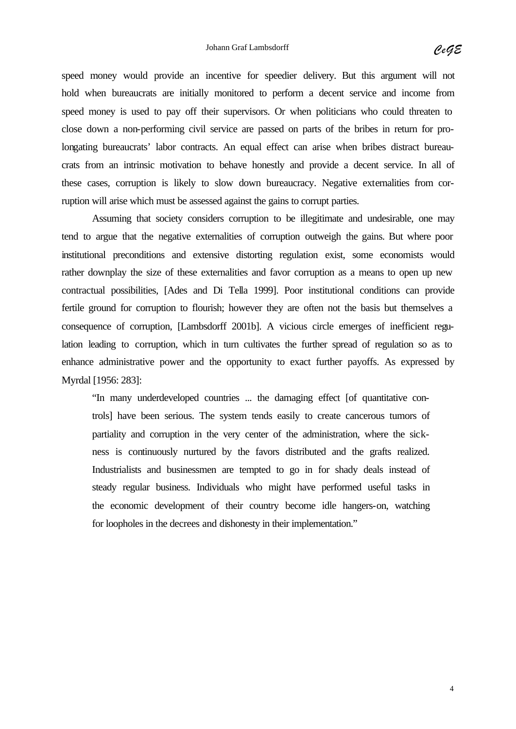speed money would provide an incentive for speedier delivery. But this argument will not hold when bureaucrats are initially monitored to perform a decent service and income from speed money is used to pay off their supervisors. Or when politicians who could threaten to close down a non-performing civil service are passed on parts of the bribes in return for prolongating bureaucrats' labor contracts. An equal effect can arise when bribes distract bureaucrats from an intrinsic motivation to behave honestly and provide a decent service. In all of these cases, corruption is likely to slow down bureaucracy. Negative externalities from corruption will arise which must be assessed against the gains to corrupt parties.

Assuming that society considers corruption to be illegitimate and undesirable, one may tend to argue that the negative externalities of corruption outweigh the gains. But where poor institutional preconditions and extensive distorting regulation exist, some economists would rather downplay the size of these externalities and favor corruption as a means to open up new contractual possibilities, [Ades and Di Tella 1999]. Poor institutional conditions can provide fertile ground for corruption to flourish; however they are often not the basis but themselves a consequence of corruption, [Lambsdorff 2001b]. A vicious circle emerges of inefficient regulation leading to corruption, which in turn cultivates the further spread of regulation so as to enhance administrative power and the opportunity to exact further payoffs. As expressed by Myrdal [1956: 283]:

> "In many underdeveloped countries ... the damaging effect [of quantitative controls] have been serious. The system tends easily to create cancerous tumors of partiality and corruption in the very center of the administration, where the sickness is continuously nurtured by the favors distributed and the grafts realized. Industrialists and businessmen are tempted to go in for shady deals instead of steady regular business. Individuals who might have performed useful tasks in the economic development of their country become idle hangers-on, watching for loopholes in the decrees and dishonesty in their implementation."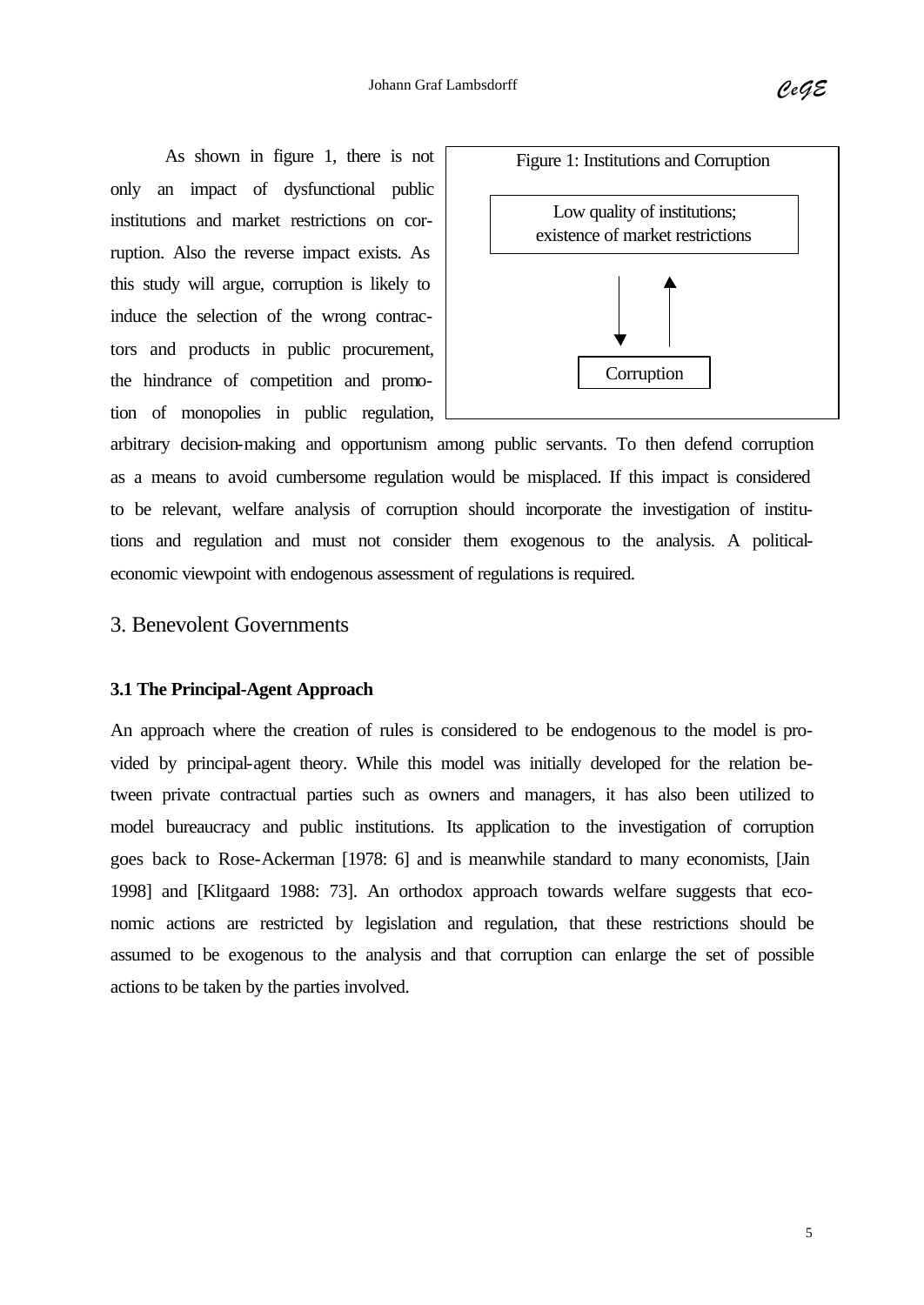As shown in figure 1, there is not only an impact of dysfunctional public institutions and market restrictions on corruption. Also the reverse impact exists. As this study will argue, corruption is likely to induce the selection of the wrong contractors and products in public procurement, the hindrance of competition and promotion of monopolies in public regulation, arbitrary decision-making and opportunism among public servants. To then defend corruption as a means to avoid cumbersome regulation would be misplaced. If this impact is considered to be relevant, welfare analysis of corruption should incorporate the investigation of institutions and regulation and must not consider them exogenous to the analysis. A political-economic viewpoint with endogenous assessment of regulations is required.

Figure 1: Institutions and Corruption

Low quality of institutions; existence of market restrictions

Corruption

## 3. Benevolent Governments

### 3.1 The Principal-Agent Approach

An approach where the creation of rules is considered to be endogenous to the model is provided by principal-agent theory. While this model was initially developed for the relation between private contractual parties such as owners and managers, it has also been utilized to model bureaucracy and public institutions. Its application to the investigation of corruption goes back to Rose-Ackerman [1978: 6] and is meanwhile standard to many economists, [Jain 1998] and [Klitgaard 1988: 73]. An orthodox approach towards welfare suggests that economic actions are restricted by legislation and regulation, that these restrictions should be assumed to be exogenous to the analysis and that corruption can enlarge the set of possible actions to be taken by the parties involved.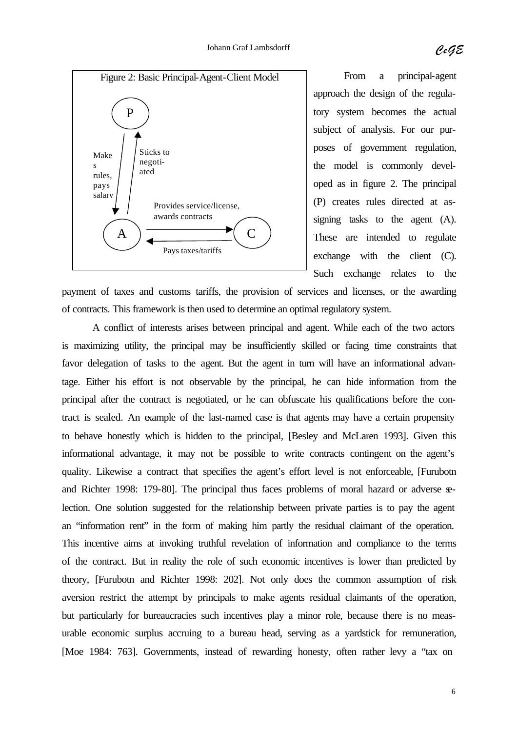Figure 2: Basic Principal-Agent-Client Model

P

Makes rules, pays salary

Sticks to negotiated

Provides service/license, awards contracts

A

C

Pays taxes/tariffs

From a principal-agent approach the design of the regulatory system becomes the actual subject of analysis. For our purposes of government regulation, the model is commonly developed as in figure 2. The principal (P) creates rules directed at assigning tasks to the agent (A). These are intended to regulate exchange with the client (C). Such exchange relates to the payment of taxes and customs tariffs, the provision of services and licenses, or the awarding of contracts. This framework is then used to determine an optimal regulatory system.

A conflict of interests arises between principal and agent. While each of the two actors is maximizing utility, the principal may be insufficiently skilled or facing time constraints that favor delegation of tasks to the agent. But the agent in turn will have an informational advantage. Either his effort is not observable by the principal, he can hide information from the principal after the contract is negotiated, or he can obfuscate his qualifications before the contract is sealed. An example of the last-named case is that agents may have a certain propensity to behave honestly which is hidden to the principal, [Besley and McLaren 1993]. Given this informational advantage, it may not be possible to write contracts contingent on the agent's quality. Likewise a contract that specifies the agent's effort level is not enforceable, [Furubotn and Richter 1998: 179-80]. The principal thus faces problems of moral hazard or adverse selection. One solution suggested for the relationship between private parties is to pay the agent an "information rent" in the form of making him partly the residual claimant of the operation. This incentive aims at invoking truthful revelation of information and compliance to the terms of the contract. But in reality the role of such economic incentives is lower than predicted by theory, [Furubotn and Richter 1998: 202]. Not only does the common assumption of risk aversion restrict the attempt by principals to make agents residual claimants of the operation, but particularly for bureaucracies such incentives play a minor role, because there is no measurable economic surplus accruing to a bureau head, serving as a yardstick for remuneration, [Moe 1984: 763]. Governments, instead of rewarding honesty, often rather levy a "tax on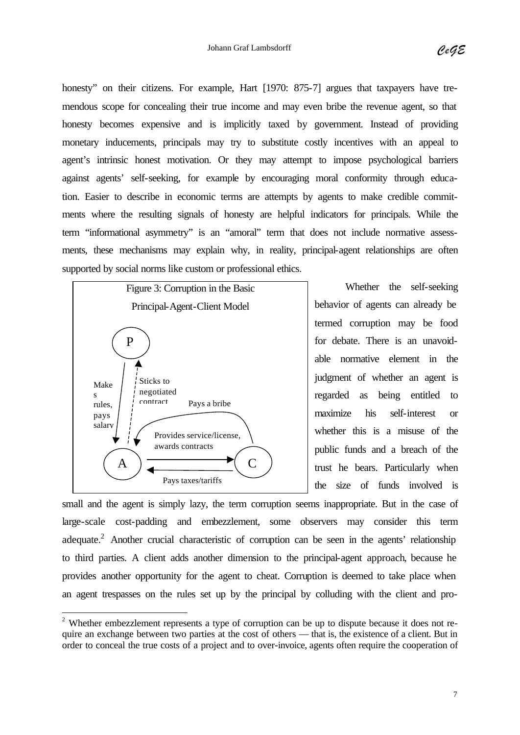honesty" on their citizens. For example, Hart [1970: 875-7] argues that taxpayers have tremendous scope for concealing their true income and may even bribe the revenue agent, so that honesty becomes expensive and is implicitly taxed by government. Instead of providing monetary inducements, principals may try to substitute costly incentives with an appeal to agent's intrinsic honest motivation. Or they may attempt to impose psychological barriers against agents' self-seeking, for example by encouraging moral conformity through education. Easier to describe in economic terms are attempts by agents to make credible commitments where the resulting signals of honesty are helpful indicators for principals. While the term "informational asymmetry" is an "amoral" term that does not include normative assessments, these mechanisms may explain why, in reality, principal-agent relationships are often supported by social norms like custom or professional ethics.

Figure 3: Corruption in the Basic Principal-Agent-Client Model

P

Makes rules, pays salary

Sticks to negotiated contract

Pays a bribe

Provides service/license, awards contracts

A

C

Pays taxes/tariffs

Whether the self-seeking behavior of agents can already be termed corruption may be food for debate. There is an unavoidable normative element in the judgment of whether an agent is regarded as being entitled to maximize his self-interest or whether this is a misuse of the public funds and a breach of the trust he bears. Particularly when the size of funds involved is small and the agent is simply lazy, the term corruption seems inappropriate. But in the case of large-scale cost-padding and embezzlement, some observers may consider this term adequate.[2] Another crucial characteristic of corruption can be seen in the agents' relationship to third parties. A client adds another dimension to the principal-agent approach, because he provides another opportunity for the agent to cheat. Corruption is deemed to take place when an agent trespasses on the rules set up by the principal by colluding with the client and pro-

---

[2] Whether embezzlement represents a type of corruption can be up to dispute because it does not require an exchange between two parties at the cost of others — that is, the existence of a client. But in order to conceal the true costs of a project and to over-invoice, agents often require the cooperation of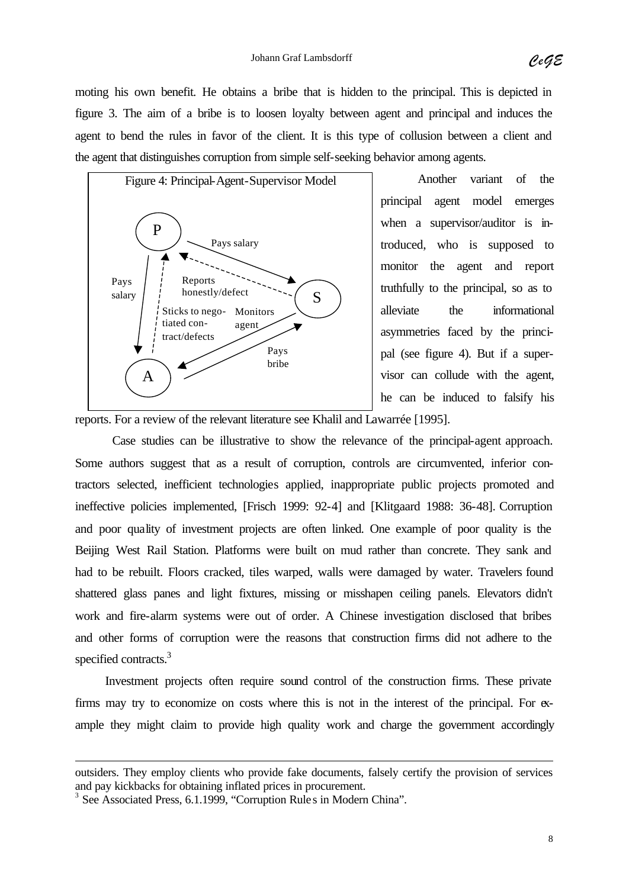moting his own benefit. He obtains a bribe that is hidden to the principal. This is depicted in figure 3. The aim of a bribe is to loosen loyalty between agent and principal and induces the agent to bend the rules in favor of the client. It is this type of collusion between a client and the agent that distinguishes corruption from simple self-seeking behavior among agents.

Figure 4: Principal-Agent-Supervisor Model

P → S: Pays salary
S ⇢ P: Reports honestly/defect
P → A: Pays salary
A ⇢ P: Sticks to negotiated contract/defects
S → A: Monitors agent
A → S: Pays bribe

Another variant of the principal agent model emerges when a supervisor/auditor is introduced, who is supposed to monitor the agent and report truthfully to the principal, so as to alleviate the informational asymmetries faced by the principal (see figure 4). But if a supervisor can collude with the agent, he can be induced to falsify his reports. For a review of the relevant literature see Khalil and Lawarrée [1995].

Case studies can be illustrative to show the relevance of the principal-agent approach. Some authors suggest that as a result of corruption, controls are circumvented, inferior contractors selected, inefficient technologies applied, inappropriate public projects promoted and ineffective policies implemented, [Frisch 1999: 92-4] and [Klitgaard 1988: 36-48]. Corruption and poor quality of investment projects are often linked. One example of poor quality is the Beijing West Rail Station. Platforms were built on mud rather than concrete. They sank and had to be rebuilt. Floors cracked, tiles warped, walls were damaged by water. Travelers found shattered glass panes and light fixtures, missing or misshapen ceiling panels. Elevators didn't work and fire-alarm systems were out of order. A Chinese investigation disclosed that bribes and other forms of corruption were the reasons that construction firms did not adhere to the specified contracts.[3]

Investment projects often require sound control of the construction firms. These private firms may try to economize on costs where this is not in the interest of the principal. For example they might claim to provide high quality work and charge the government accordingly

---

outsiders. They employ clients who provide fake documents, falsely certify the provision of services and pay kickbacks for obtaining inflated prices in procurement.

[3] See Associated Press, 6.1.1999, "Corruption Rules in Modern China".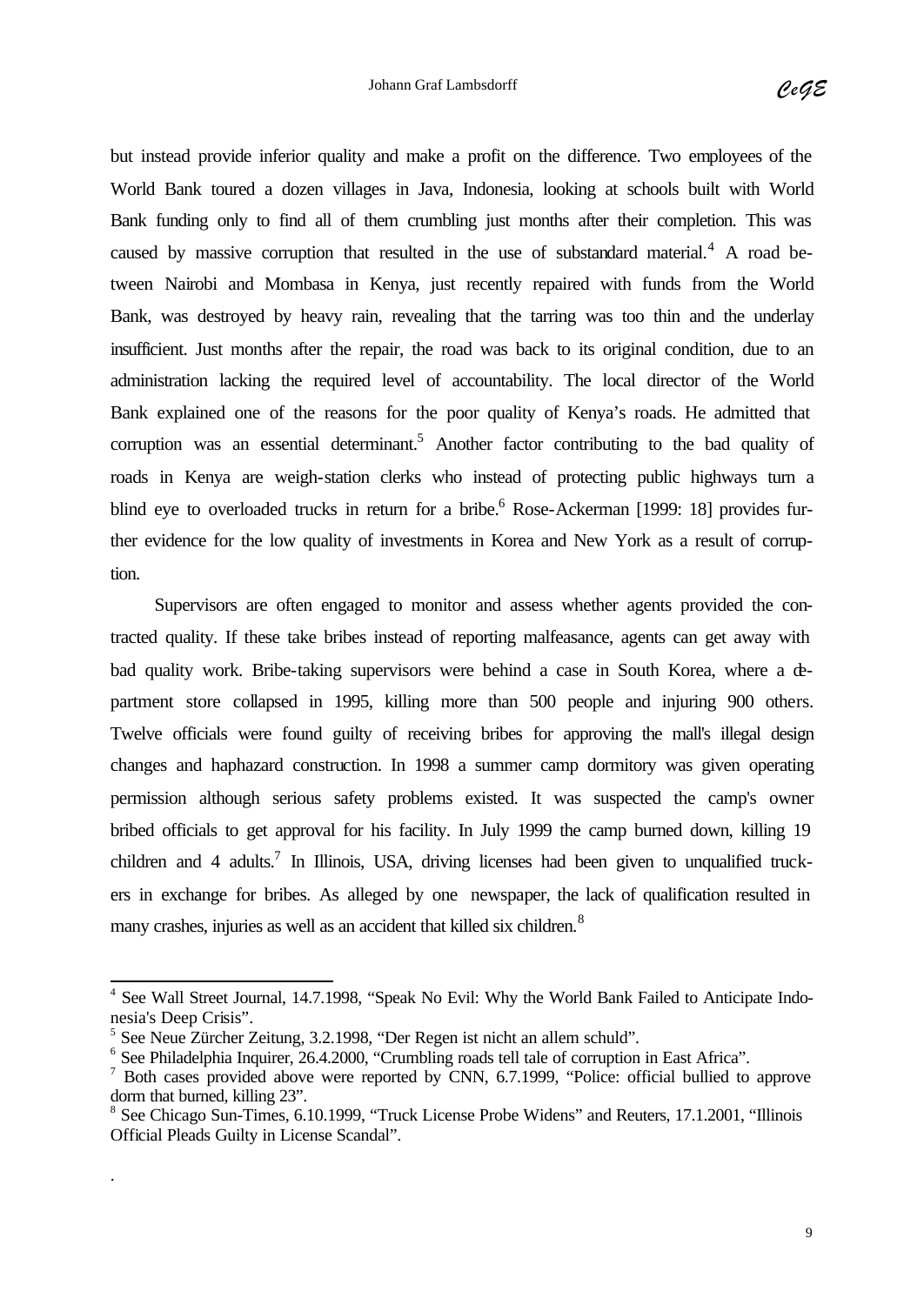but instead provide inferior quality and make a profit on the difference. Two employees of the World Bank toured a dozen villages in Java, Indonesia, looking at schools built with World Bank funding only to find all of them crumbling just months after their completion. This was caused by massive corruption that resulted in the use of substandard material.[4] A road between Nairobi and Mombasa in Kenya, just recently repaired with funds from the World Bank, was destroyed by heavy rain, revealing that the tarring was too thin and the underlay insufficient. Just months after the repair, the road was back to its original condition, due to an administration lacking the required level of accountability. The local director of the World Bank explained one of the reasons for the poor quality of Kenya's roads. He admitted that corruption was an essential determinant.[5] Another factor contributing to the bad quality of roads in Kenya are weigh-station clerks who instead of protecting public highways turn a blind eye to overloaded trucks in return for a bribe.[6] Rose-Ackerman [1999: 18] provides further evidence for the low quality of investments in Korea and New York as a result of corruption.

Supervisors are often engaged to monitor and assess whether agents provided the contracted quality. If these take bribes instead of reporting malfeasance, agents can get away with bad quality work. Bribe-taking supervisors were behind a case in South Korea, where a department store collapsed in 1995, killing more than 500 people and injuring 900 others. Twelve officials were found guilty of receiving bribes for approving the mall's illegal design changes and haphazard construction. In 1998 a summer camp dormitory was given operating permission although serious safety problems existed. It was suspected the camp's owner bribed officials to get approval for his facility. In July 1999 the camp burned down, killing 19 children and 4 adults.[7] In Illinois, USA, driving licenses had been given to unqualified truckers in exchange for bribes. As alleged by one newspaper, the lack of qualification resulted in many crashes, injuries as well as an accident that killed six children.[8]

---

[4] See Wall Street Journal, 14.7.1998, "Speak No Evil: Why the World Bank Failed to Anticipate Indonesia's Deep Crisis".

[5] See Neue Zürcher Zeitung, 3.2.1998, "Der Regen ist nicht an allem schuld".

[6] See Philadelphia Inquirer, 26.4.2000, "Crumbling roads tell tale of corruption in East Africa".

[7] Both cases provided above were reported by CNN, 6.7.1999, "Police: official bullied to approve dorm that burned, killing 23".

[8] See Chicago Sun-Times, 6.10.1999, "Truck License Probe Widens" and Reuters, 17.1.2001, "Illinois Official Pleads Guilty in License Scandal".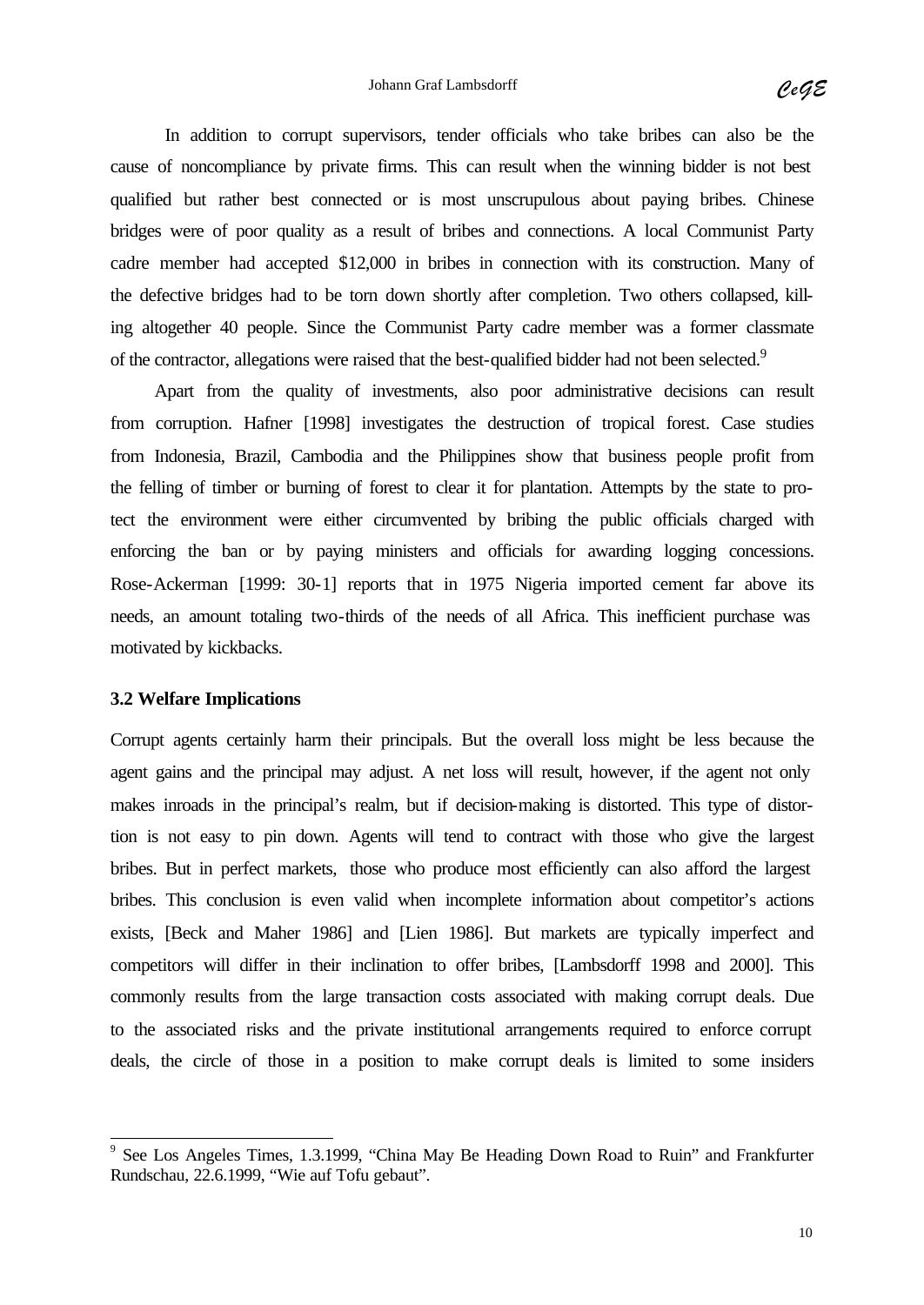In addition to corrupt supervisors, tender officials who take bribes can also be the cause of noncompliance by private firms. This can result when the winning bidder is not best qualified but rather best connected or is most unscrupulous about paying bribes. Chinese bridges were of poor quality as a result of bribes and connections. A local Communist Party cadre member had accepted $12,000 in bribes in connection with its construction. Many of the defective bridges had to be torn down shortly after completion. Two others collapsed, killing altogether 40 people. Since the Communist Party cadre member was a former classmate of the contractor, allegations were raised that the best-qualified bidder had not been selected.[9]

Apart from the quality of investments, also poor administrative decisions can result from corruption. Hafner [1998] investigates the destruction of tropical forest. Case studies from Indonesia, Brazil, Cambodia and the Philippines show that business people profit from the felling of timber or burning of forest to clear it for plantation. Attempts by the state to protect the environment were either circumvented by bribing the public officials charged with enforcing the ban or by paying ministers and officials for awarding logging concessions. Rose-Ackerman [1999: 30-1] reports that in 1975 Nigeria imported cement far above its needs, an amount totaling two-thirds of the needs of all Africa. This inefficient purchase was motivated by kickbacks.

### 3.2 Welfare Implications

Corrupt agents certainly harm their principals. But the overall loss might be less because the agent gains and the principal may adjust. A net loss will result, however, if the agent not only makes inroads in the principal's realm, but if decision-making is distorted. This type of distortion is not easy to pin down. Agents will tend to contract with those who give the largest bribes. But in perfect markets, those who produce most efficiently can also afford the largest bribes. This conclusion is even valid when incomplete information about competitor's actions exists, [Beck and Maher 1986] and [Lien 1986]. But markets are typically imperfect and competitors will differ in their inclination to offer bribes, [Lambsdorff 1998 and 2000]. This commonly results from the large transaction costs associated with making corrupt deals. Due to the associated risks and the private institutional arrangements required to enforce corrupt deals, the circle of those in a position to make corrupt deals is limited to some insiders

---

[9] See Los Angeles Times, 1.3.1999, "China May Be Heading Down Road to Ruin" and Frankfurter Rundschau, 22.6.1999, "Wie auf Tofu gebaut".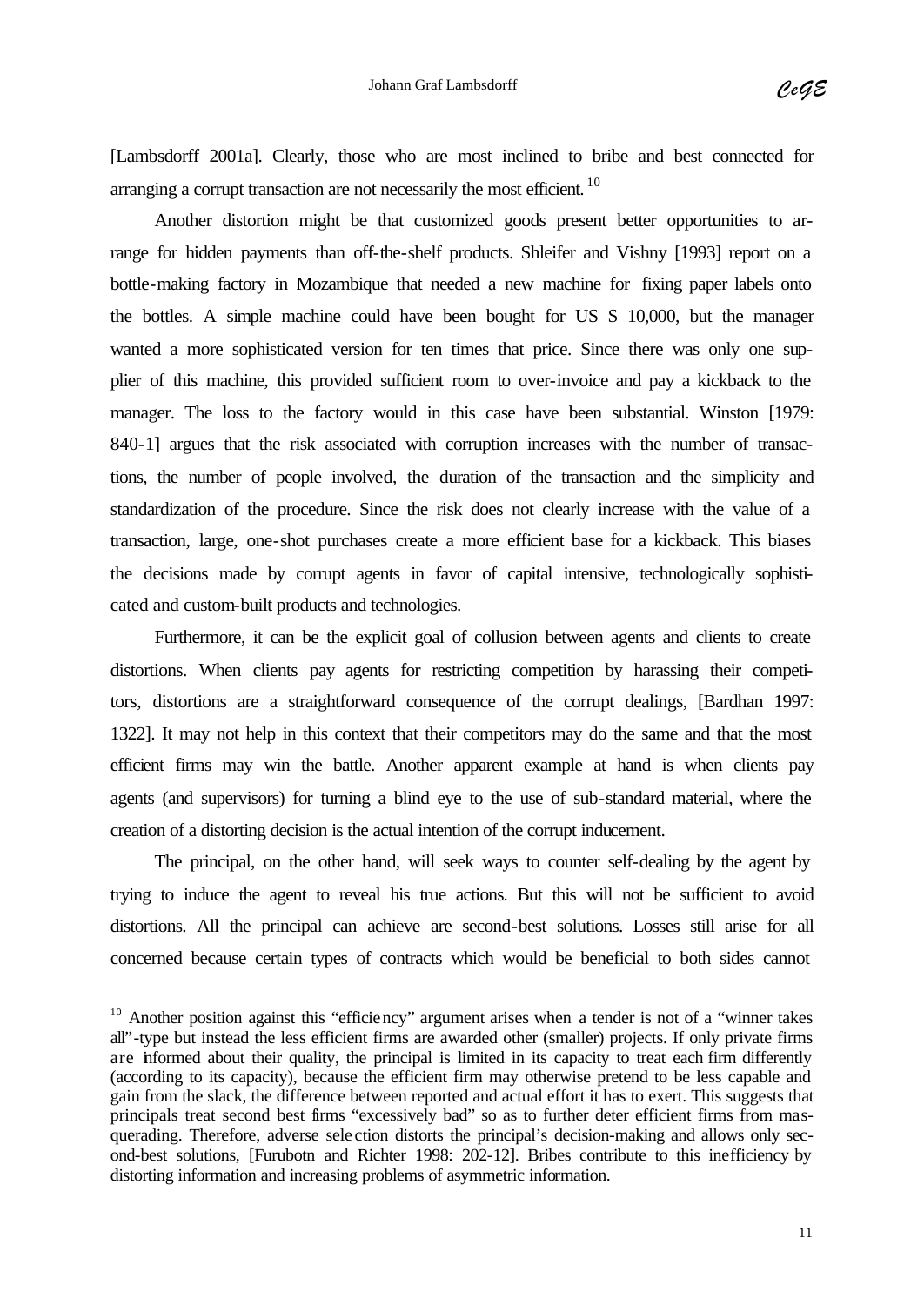[Lambsdorff 2001a]. Clearly, those who are most inclined to bribe and best connected for arranging a corrupt transaction are not necessarily the most efficient.[10]

Another distortion might be that customized goods present better opportunities to arrange for hidden payments than off-the-shelf products. Shleifer and Vishny [1993] report on a bottle-making factory in Mozambique that needed a new machine for fixing paper labels onto the bottles. A simple machine could have been bought for US $ 10,000, but the manager wanted a more sophisticated version for ten times that price. Since there was only one supplier of this machine, this provided sufficient room to over-invoice and pay a kickback to the manager. The loss to the factory would in this case have been substantial. Winston [1979: 840-1] argues that the risk associated with corruption increases with the number of transactions, the number of people involved, the duration of the transaction and the simplicity and standardization of the procedure. Since the risk does not clearly increase with the value of a transaction, large, one-shot purchases create a more efficient base for a kickback. This biases the decisions made by corrupt agents in favor of capital intensive, technologically sophisticated and custom-built products and technologies.

Furthermore, it can be the explicit goal of collusion between agents and clients to create distortions. When clients pay agents for restricting competition by harassing their competitors, distortions are a straightforward consequence of the corrupt dealings, [Bardhan 1997: 1322]. It may not help in this context that their competitors may do the same and that the most efficient firms may win the battle. Another apparent example at hand is when clients pay agents (and supervisors) for turning a blind eye to the use of sub-standard material, where the creation of a distorting decision is the actual intention of the corrupt inducement.

The principal, on the other hand, will seek ways to counter self-dealing by the agent by trying to induce the agent to reveal his true actions. But this will not be sufficient to avoid distortions. All the principal can achieve are second-best solutions. Losses still arise for all concerned because certain types of contracts which would be beneficial to both sides cannot

[10] Another position against this "efficiency" argument arises when a tender is not of a "winner takes all"-type but instead the less efficient firms are awarded other (smaller) projects. If only private firms are informed about their quality, the principal is limited in its capacity to treat each firm differently (according to its capacity), because the efficient firm may otherwise pretend to be less capable and gain from the slack, the difference between reported and actual effort it has to exert. This suggests that principals treat second best firms "excessively bad" so as to further deter efficient firms from masquerading. Therefore, adverse selection distorts the principal's decision-making and allows only second-best solutions, [Furubotn and Richter 1998: 202-12]. Bribes contribute to this inefficiency by distorting information and increasing problems of asymmetric information.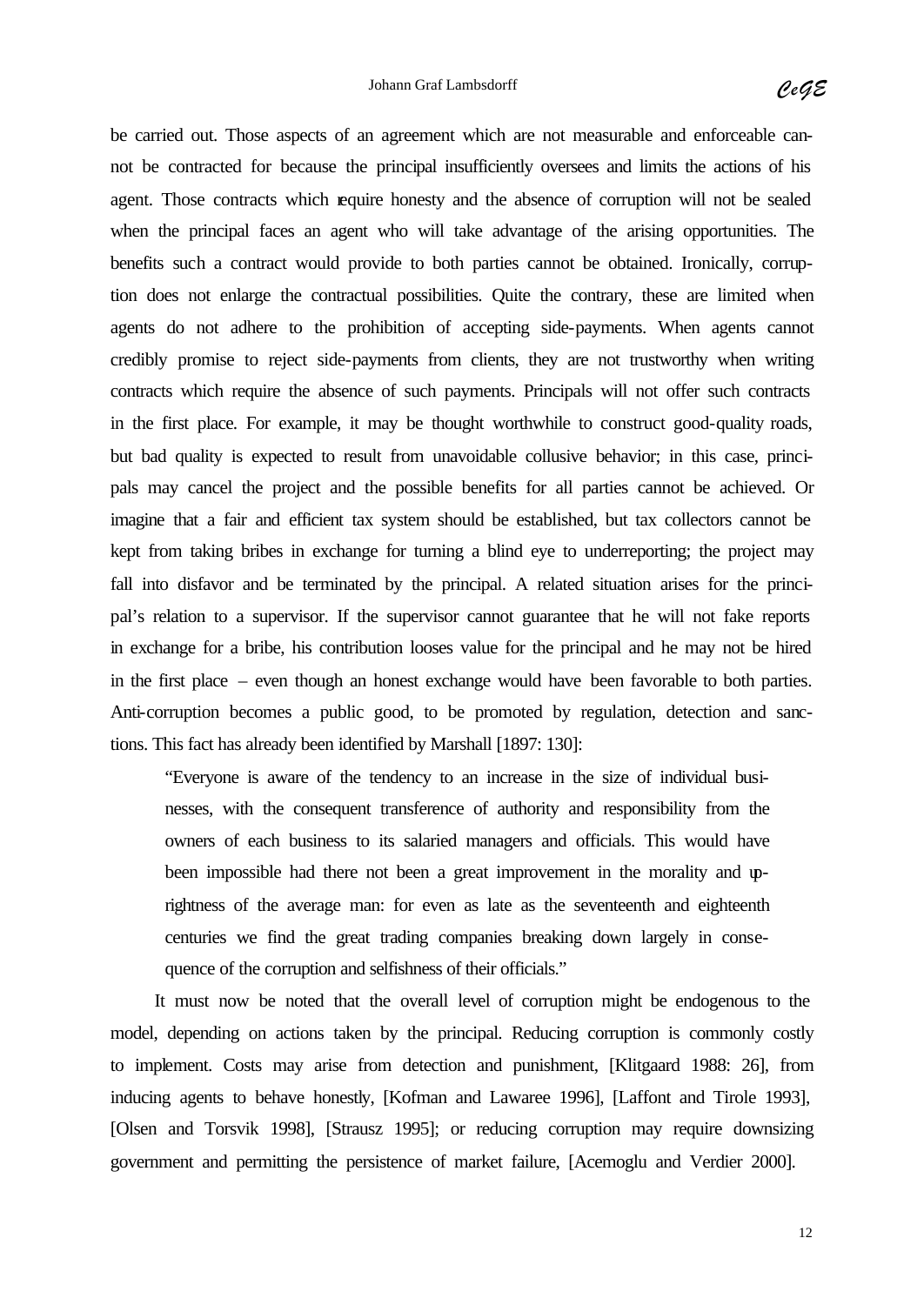be carried out. Those aspects of an agreement which are not measurable and enforceable cannot be contracted for because the principal insufficiently oversees and limits the actions of his agent. Those contracts which require honesty and the absence of corruption will not be sealed when the principal faces an agent who will take advantage of the arising opportunities. The benefits such a contract would provide to both parties cannot be obtained. Ironically, corruption does not enlarge the contractual possibilities. Quite the contrary, these are limited when agents do not adhere to the prohibition of accepting side-payments. When agents cannot credibly promise to reject side-payments from clients, they are not trustworthy when writing contracts which require the absence of such payments. Principals will not offer such contracts in the first place. For example, it may be thought worthwhile to construct good-quality roads, but bad quality is expected to result from unavoidable collusive behavior; in this case, principals may cancel the project and the possible benefits for all parties cannot be achieved. Or imagine that a fair and efficient tax system should be established, but tax collectors cannot be kept from taking bribes in exchange for turning a blind eye to underreporting; the project may fall into disfavor and be terminated by the principal. A related situation arises for the principal's relation to a supervisor. If the supervisor cannot guarantee that he will not fake reports in exchange for a bribe, his contribution looses value for the principal and he may not be hired in the first place – even though an honest exchange would have been favorable to both parties. Anti-corruption becomes a public good, to be promoted by regulation, detection and sanctions. This fact has already been identified by Marshall [1897: 130]:

> "Everyone is aware of the tendency to an increase in the size of individual businesses, with the consequent transference of authority and responsibility from the owners of each business to its salaried managers and officials. This would have been impossible had there not been a great improvement in the morality and uprightness of the average man: for even as late as the seventeenth and eighteenth centuries we find the great trading companies breaking down largely in consequence of the corruption and selfishness of their officials."

It must now be noted that the overall level of corruption might be endogenous to the model, depending on actions taken by the principal. Reducing corruption is commonly costly to implement. Costs may arise from detection and punishment, [Klitgaard 1988: 26], from inducing agents to behave honestly, [Kofman and Lawaree 1996], [Laffont and Tirole 1993], [Olsen and Torsvik 1998], [Strausz 1995]; or reducing corruption may require downsizing government and permitting the persistence of market failure, [Acemoglu and Verdier 2000].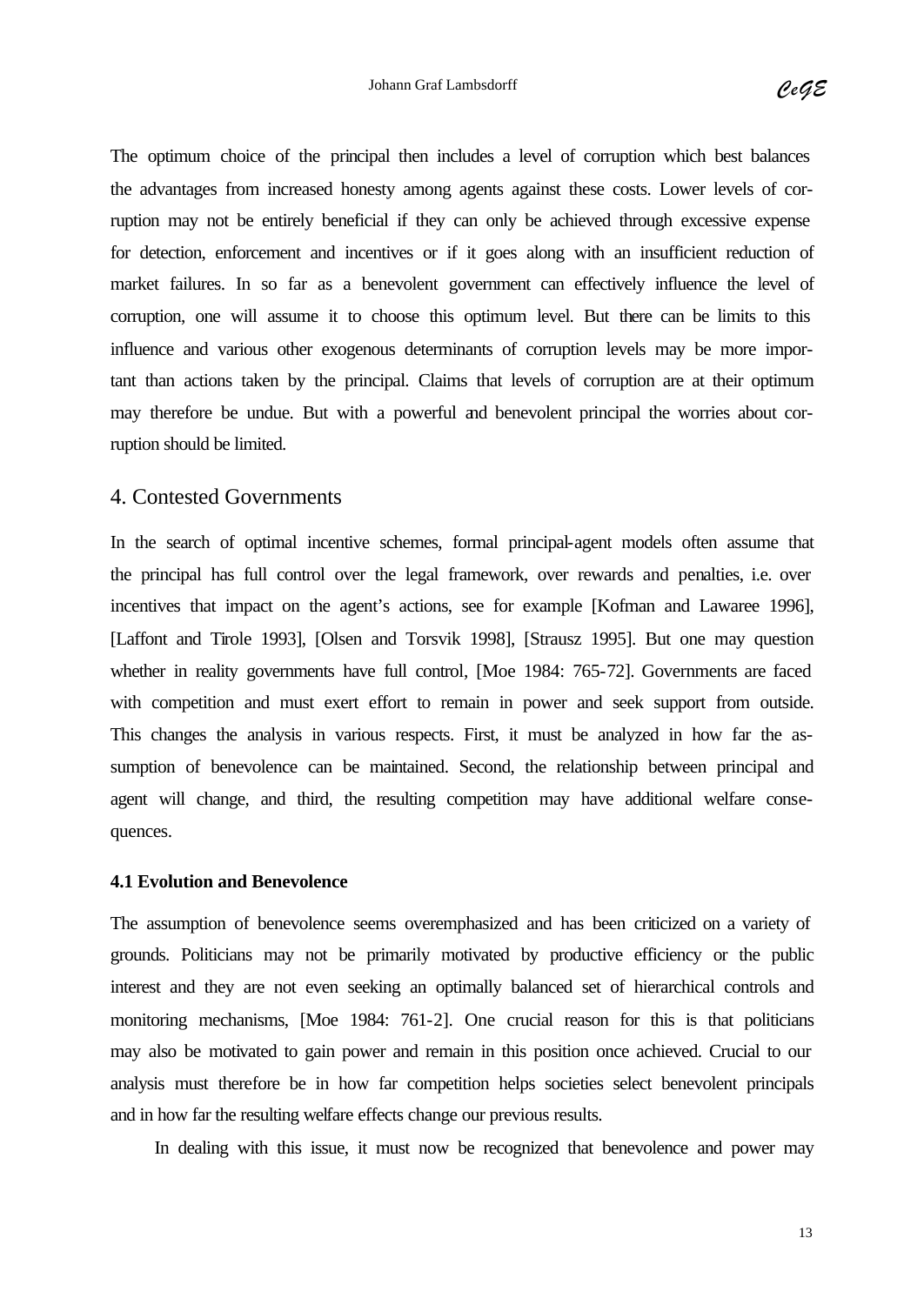The optimum choice of the principal then includes a level of corruption which best balances the advantages from increased honesty among agents against these costs. Lower levels of corruption may not be entirely beneficial if they can only be achieved through excessive expense for detection, enforcement and incentives or if it goes along with an insufficient reduction of market failures. In so far as a benevolent government can effectively influence the level of corruption, one will assume it to choose this optimum level. But there can be limits to this influence and various other exogenous determinants of corruption levels may be more important than actions taken by the principal. Claims that levels of corruption are at their optimum may therefore be undue. But with a powerful and benevolent principal the worries about corruption should be limited.

## 4. Contested Governments

In the search of optimal incentive schemes, formal principal-agent models often assume that the principal has full control over the legal framework, over rewards and penalties, i.e. over incentives that impact on the agent's actions, see for example [Kofman and Lawaree 1996], [Laffont and Tirole 1993], [Olsen and Torsvik 1998], [Strausz 1995]. But one may question whether in reality governments have full control, [Moe 1984: 765-72]. Governments are faced with competition and must exert effort to remain in power and seek support from outside. This changes the analysis in various respects. First, it must be analyzed in how far the assumption of benevolence can be maintained. Second, the relationship between principal and agent will change, and third, the resulting competition may have additional welfare consequences.

### 4.1 Evolution and Benevolence

The assumption of benevolence seems overemphasized and has been criticized on a variety of grounds. Politicians may not be primarily motivated by productive efficiency or the public interest and they are not even seeking an optimally balanced set of hierarchical controls and monitoring mechanisms, [Moe 1984: 761-2]. One crucial reason for this is that politicians may also be motivated to gain power and remain in this position once achieved. Crucial to our analysis must therefore be in how far competition helps societies select benevolent principals and in how far the resulting welfare effects change our previous results.

In dealing with this issue, it must now be recognized that benevolence and power may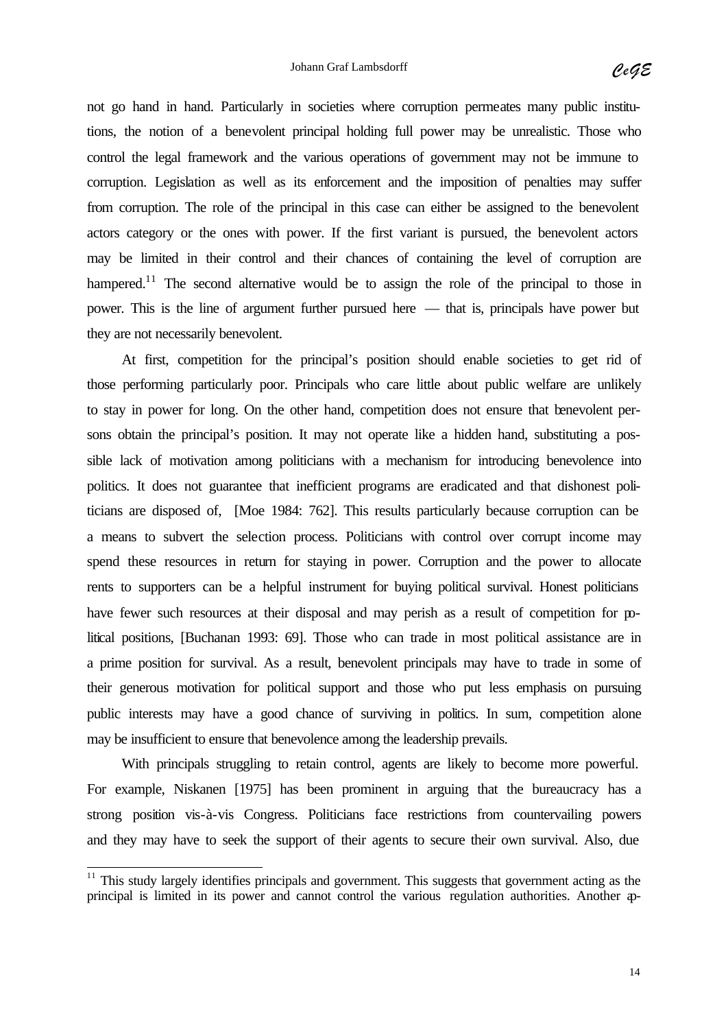not go hand in hand. Particularly in societies where corruption permeates many public institutions, the notion of a benevolent principal holding full power may be unrealistic. Those who control the legal framework and the various operations of government may not be immune to corruption. Legislation as well as its enforcement and the imposition of penalties may suffer from corruption. The role of the principal in this case can either be assigned to the benevolent actors category or the ones with power. If the first variant is pursued, the benevolent actors may be limited in their control and their chances of containing the level of corruption are hampered.[11] The second alternative would be to assign the role of the principal to those in power. This is the line of argument further pursued here — that is, principals have power but they are not necessarily benevolent.

At first, competition for the principal's position should enable societies to get rid of those performing particularly poor. Principals who care little about public welfare are unlikely to stay in power for long. On the other hand, competition does not ensure that benevolent persons obtain the principal's position. It may not operate like a hidden hand, substituting a possible lack of motivation among politicians with a mechanism for introducing benevolence into politics. It does not guarantee that inefficient programs are eradicated and that dishonest politicians are disposed of, [Moe 1984: 762]. This results particularly because corruption can be a means to subvert the selection process. Politicians with control over corrupt income may spend these resources in return for staying in power. Corruption and the power to allocate rents to supporters can be a helpful instrument for buying political survival. Honest politicians have fewer such resources at their disposal and may perish as a result of competition for political positions, [Buchanan 1993: 69]. Those who can trade in most political assistance are in a prime position for survival. As a result, benevolent principals may have to trade in some of their generous motivation for political support and those who put less emphasis on pursuing public interests may have a good chance of surviving in politics. In sum, competition alone may be insufficient to ensure that benevolence among the leadership prevails.

With principals struggling to retain control, agents are likely to become more powerful. For example, Niskanen [1975] has been prominent in arguing that the bureaucracy has a strong position vis-à-vis Congress. Politicians face restrictions from countervailing powers and they may have to seek the support of their agents to secure their own survival. Also, due

[11] This study largely identifies principals and government. This suggests that government acting as the principal is limited in its power and cannot control the various regulation authorities. Another ap-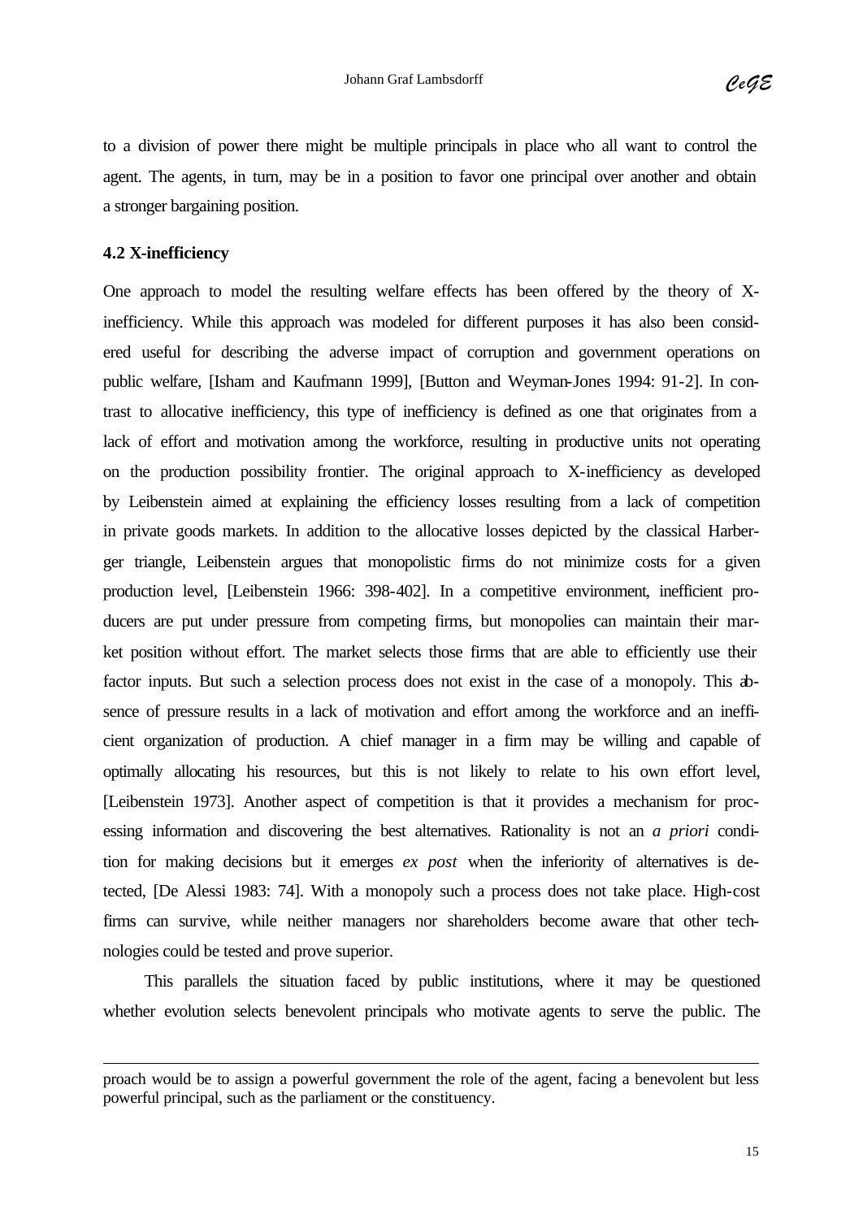to a division of power there might be multiple principals in place who all want to control the agent. The agents, in turn, may be in a position to favor one principal over another and obtain a stronger bargaining position.

### 4.2 X-inefficiency

One approach to model the resulting welfare effects has been offered by the theory of X-inefficiency. While this approach was modeled for different purposes it has also been considered useful for describing the adverse impact of corruption and government operations on public welfare, [Isham and Kaufmann 1999], [Button and Weyman-Jones 1994: 91-2]. In contrast to allocative inefficiency, this type of inefficiency is defined as one that originates from a lack of effort and motivation among the workforce, resulting in productive units not operating on the production possibility frontier. The original approach to X-inefficiency as developed by Leibenstein aimed at explaining the efficiency losses resulting from a lack of competition in private goods markets. In addition to the allocative losses depicted by the classical Harberger triangle, Leibenstein argues that monopolistic firms do not minimize costs for a given production level, [Leibenstein 1966: 398-402]. In a competitive environment, inefficient producers are put under pressure from competing firms, but monopolies can maintain their market position without effort. The market selects those firms that are able to efficiently use their factor inputs. But such a selection process does not exist in the case of a monopoly. This absence of pressure results in a lack of motivation and effort among the workforce and an inefficient organization of production. A chief manager in a firm may be willing and capable of optimally allocating his resources, but this is not likely to relate to his own effort level, [Leibenstein 1973]. Another aspect of competition is that it provides a mechanism for processing information and discovering the best alternatives. Rationality is not an *a priori* condition for making decisions but it emerges *ex post* when the inferiority of alternatives is detected, [De Alessi 1983: 74]. With a monopoly such a process does not take place. High-cost firms can survive, while neither managers nor shareholders become aware that other technologies could be tested and prove superior.

This parallels the situation faced by public institutions, where it may be questioned whether evolution selects benevolent principals who motivate agents to serve the public. The

---

proach would be to assign a powerful government the role of the agent, facing a benevolent but less powerful principal, such as the parliament or the constituency.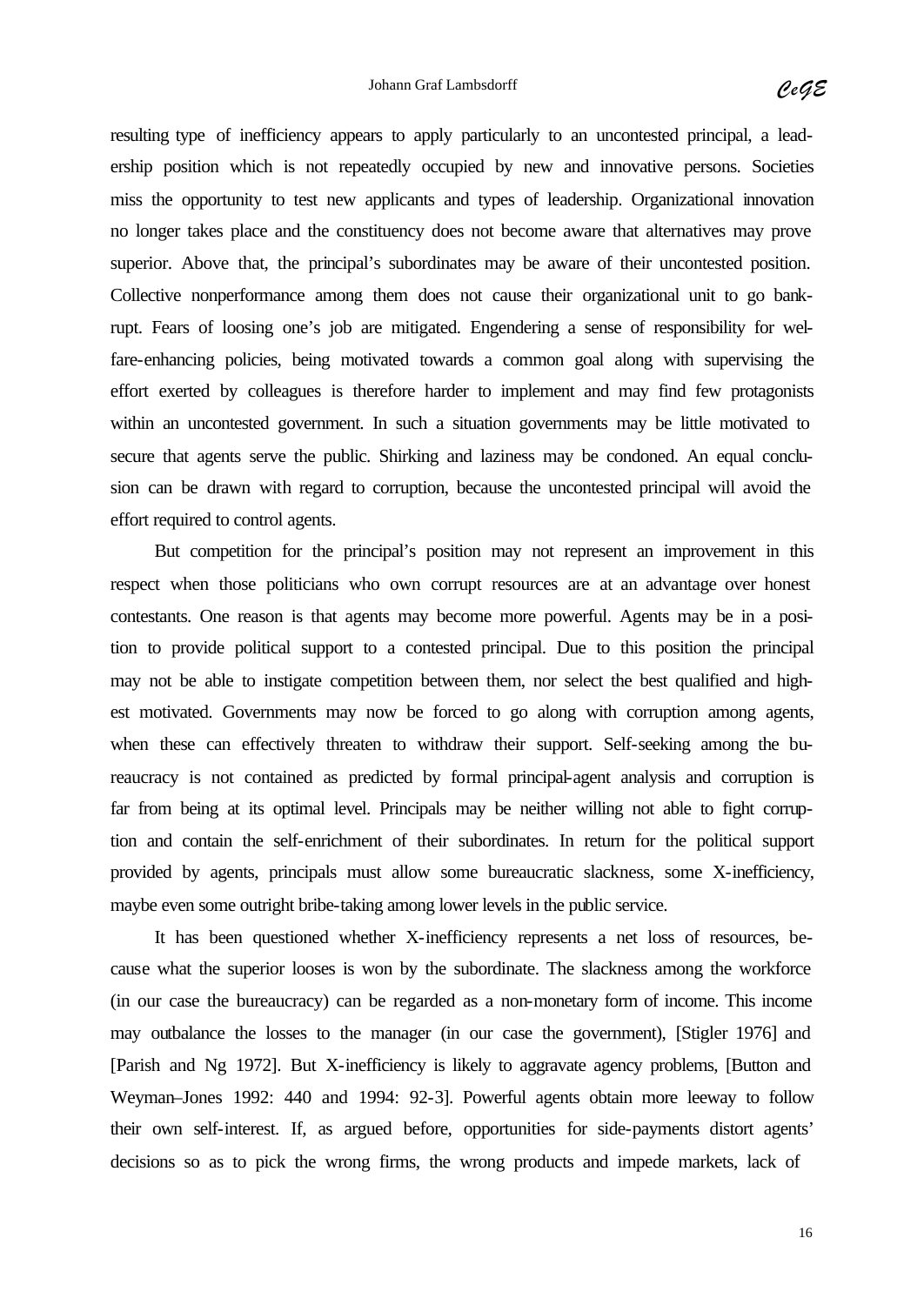resulting type of inefficiency appears to apply particularly to an uncontested principal, a leadership position which is not repeatedly occupied by new and innovative persons. Societies miss the opportunity to test new applicants and types of leadership. Organizational innovation no longer takes place and the constituency does not become aware that alternatives may prove superior. Above that, the principal's subordinates may be aware of their uncontested position. Collective nonperformance among them does not cause their organizational unit to go bankrupt. Fears of loosing one's job are mitigated. Engendering a sense of responsibility for welfare-enhancing policies, being motivated towards a common goal along with supervising the effort exerted by colleagues is therefore harder to implement and may find few protagonists within an uncontested government. In such a situation governments may be little motivated to secure that agents serve the public. Shirking and laziness may be condoned. An equal conclusion can be drawn with regard to corruption, because the uncontested principal will avoid the effort required to control agents.

But competition for the principal's position may not represent an improvement in this respect when those politicians who own corrupt resources are at an advantage over honest contestants. One reason is that agents may become more powerful. Agents may be in a position to provide political support to a contested principal. Due to this position the principal may not be able to instigate competition between them, nor select the best qualified and highest motivated. Governments may now be forced to go along with corruption among agents, when these can effectively threaten to withdraw their support. Self-seeking among the bureaucracy is not contained as predicted by formal principal-agent analysis and corruption is far from being at its optimal level. Principals may be neither willing not able to fight corruption and contain the self-enrichment of their subordinates. In return for the political support provided by agents, principals must allow some bureaucratic slackness, some X-inefficiency, maybe even some outright bribe-taking among lower levels in the public service.

It has been questioned whether X-inefficiency represents a net loss of resources, because what the superior looses is won by the subordinate. The slackness among the workforce (in our case the bureaucracy) can be regarded as a non-monetary form of income. This income may outbalance the losses to the manager (in our case the government), [Stigler 1976] and [Parish and Ng 1972]. But X-inefficiency is likely to aggravate agency problems, [Button and Weyman–Jones 1992: 440 and 1994: 92-3]. Powerful agents obtain more leeway to follow their own self-interest. If, as argued before, opportunities for side-payments distort agents' decisions so as to pick the wrong firms, the wrong products and impede markets, lack of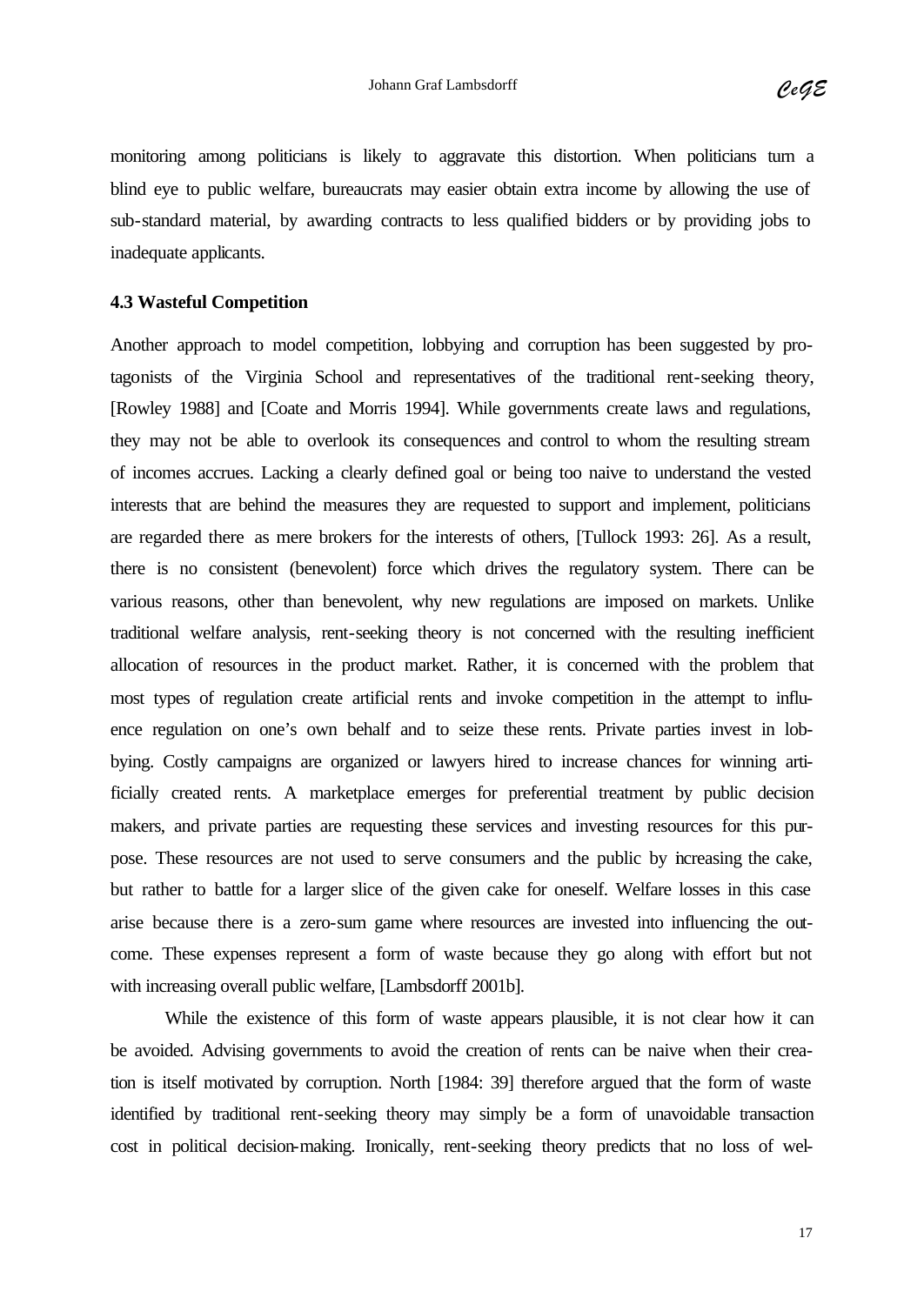monitoring among politicians is likely to aggravate this distortion. When politicians turn a blind eye to public welfare, bureaucrats may easier obtain extra income by allowing the use of sub-standard material, by awarding contracts to less qualified bidders or by providing jobs to inadequate applicants.

### 4.3 Wasteful Competition

Another approach to model competition, lobbying and corruption has been suggested by protagonists of the Virginia School and representatives of the traditional rent-seeking theory, [Rowley 1988] and [Coate and Morris 1994]. While governments create laws and regulations, they may not be able to overlook its consequences and control to whom the resulting stream of incomes accrues. Lacking a clearly defined goal or being too naive to understand the vested interests that are behind the measures they are requested to support and implement, politicians are regarded there as mere brokers for the interests of others, [Tullock 1993: 26]. As a result, there is no consistent (benevolent) force which drives the regulatory system. There can be various reasons, other than benevolent, why new regulations are imposed on markets. Unlike traditional welfare analysis, rent-seeking theory is not concerned with the resulting inefficient allocation of resources in the product market. Rather, it is concerned with the problem that most types of regulation create artificial rents and invoke competition in the attempt to influence regulation on one's own behalf and to seize these rents. Private parties invest in lobbying. Costly campaigns are organized or lawyers hired to increase chances for winning artificially created rents. A marketplace emerges for preferential treatment by public decision makers, and private parties are requesting these services and investing resources for this purpose. These resources are not used to serve consumers and the public by increasing the cake, but rather to battle for a larger slice of the given cake for oneself. Welfare losses in this case arise because there is a zero-sum game where resources are invested into influencing the outcome. These expenses represent a form of waste because they go along with effort but not with increasing overall public welfare, [Lambsdorff 2001b].

While the existence of this form of waste appears plausible, it is not clear how it can be avoided. Advising governments to avoid the creation of rents can be naive when their creation is itself motivated by corruption. North [1984: 39] therefore argued that the form of waste identified by traditional rent-seeking theory may simply be a form of unavoidable transaction cost in political decision-making. Ironically, rent-seeking theory predicts that no loss of wel-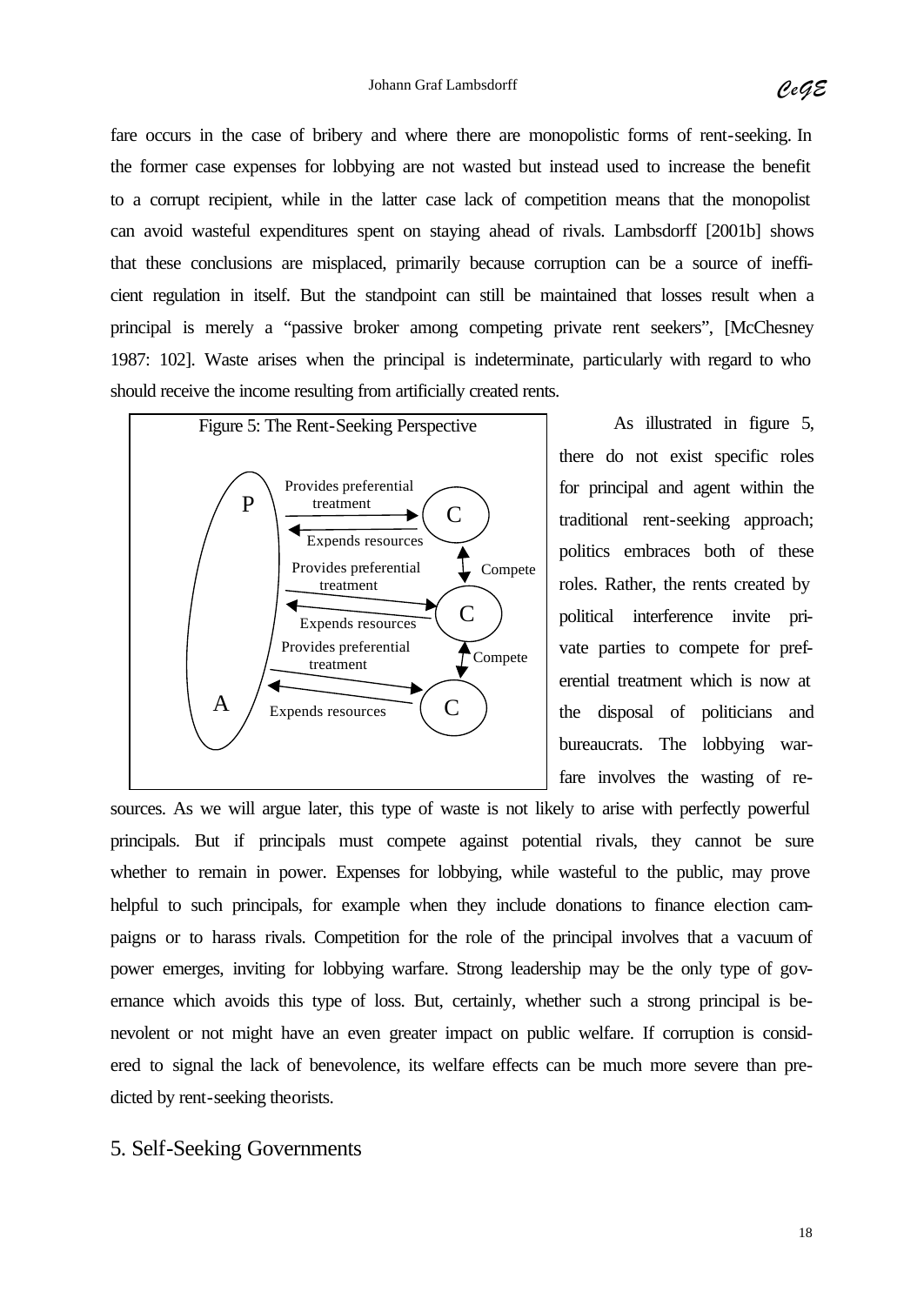fare occurs in the case of bribery and where there are monopolistic forms of rent-seeking. In the former case expenses for lobbying are not wasted but instead used to increase the benefit to a corrupt recipient, while in the latter case lack of competition means that the monopolist can avoid wasteful expenditures spent on staying ahead of rivals. Lambsdorff [2001b] shows that these conclusions are misplaced, primarily because corruption can be a source of inefficient regulation in itself. But the standpoint can still be maintained that losses result when a principal is merely a "passive broker among competing private rent seekers", [McChesney 1987: 102]. Waste arises when the principal is indeterminate, particularly with regard to who should receive the income resulting from artificially created rents.

Figure 5: The Rent-Seeking Perspective

As illustrated in figure 5, there do not exist specific roles for principal and agent within the traditional rent-seeking approach; politics embraces both of these roles. Rather, the rents created by political interference invite private parties to compete for preferential treatment which is now at the disposal of politicians and bureaucrats. The lobbying warfare involves the wasting of resources. As we will argue later, this type of waste is not likely to arise with perfectly powerful principals. But if principals must compete against potential rivals, they cannot be sure whether to remain in power. Expenses for lobbying, while wasteful to the public, may prove helpful to such principals, for example when they include donations to finance election campaigns or to harass rivals. Competition for the role of the principal involves that a vacuum of power emerges, inviting for lobbying warfare. Strong leadership may be the only type of governance which avoids this type of loss. But, certainly, whether such a strong principal is benevolent or not might have an even greater impact on public welfare. If corruption is considered to signal the lack of benevolence, its welfare effects can be much more severe than predicted by rent-seeking theorists.

## 5. Self-Seeking Governments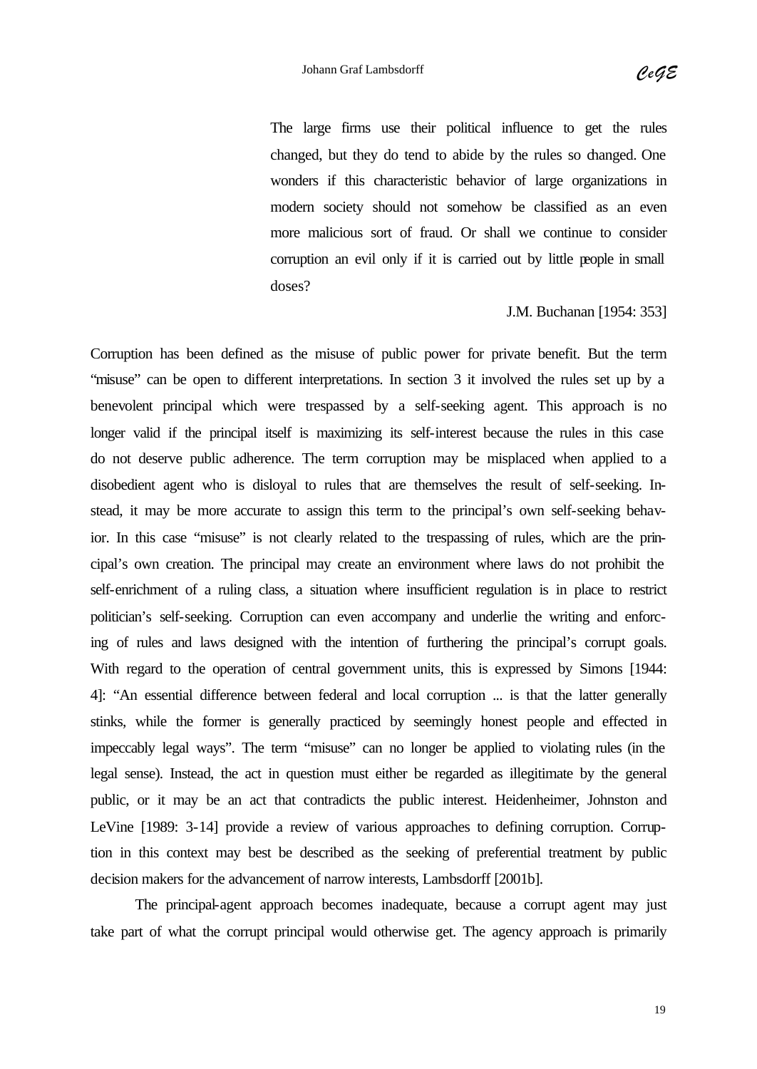> The large firms use their political influence to get the rules changed, but they do tend to abide by the rules so changed. One wonders if this characteristic behavior of large organizations in modern society should not somehow be classified as an even more malicious sort of fraud. Or shall we continue to consider corruption an evil only if it is carried out by little people in small doses?
>
> J.M. Buchanan [1954: 353]

Corruption has been defined as the misuse of public power for private benefit. But the term "misuse" can be open to different interpretations. In section 3 it involved the rules set up by a benevolent principal which were trespassed by a self-seeking agent. This approach is no longer valid if the principal itself is maximizing its self-interest because the rules in this case do not deserve public adherence. The term corruption may be misplaced when applied to a disobedient agent who is disloyal to rules that are themselves the result of self-seeking. Instead, it may be more accurate to assign this term to the principal's own self-seeking behavior. In this case "misuse" is not clearly related to the trespassing of rules, which are the principal's own creation. The principal may create an environment where laws do not prohibit the self-enrichment of a ruling class, a situation where insufficient regulation is in place to restrict politician's self-seeking. Corruption can even accompany and underlie the writing and enforcing of rules and laws designed with the intention of furthering the principal's corrupt goals. With regard to the operation of central government units, this is expressed by Simons [1944: 4]: "An essential difference between federal and local corruption ... is that the latter generally stinks, while the former is generally practiced by seemingly honest people and effected in impeccably legal ways". The term "misuse" can no longer be applied to violating rules (in the legal sense). Instead, the act in question must either be regarded as illegitimate by the general public, or it may be an act that contradicts the public interest. Heidenheimer, Johnston and LeVine [1989: 3-14] provide a review of various approaches to defining corruption. Corruption in this context may best be described as the seeking of preferential treatment by public decision makers for the advancement of narrow interests, Lambsdorff [2001b].

The principal-agent approach becomes inadequate, because a corrupt agent may just take part of what the corrupt principal would otherwise get. The agency approach is primarily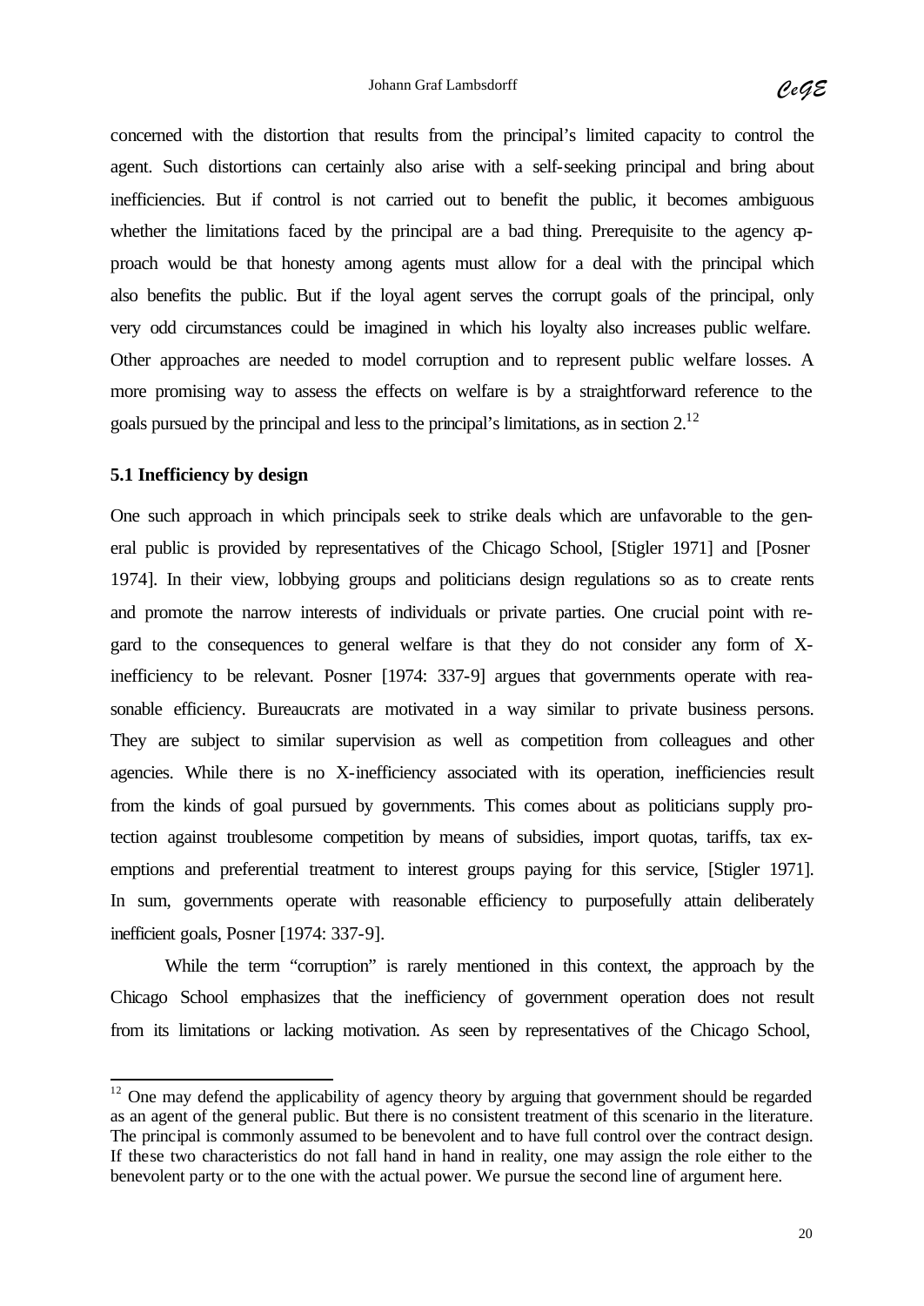concerned with the distortion that results from the principal's limited capacity to control the agent. Such distortions can certainly also arise with a self-seeking principal and bring about inefficiencies. But if control is not carried out to benefit the public, it becomes ambiguous whether the limitations faced by the principal are a bad thing. Prerequisite to the agency approach would be that honesty among agents must allow for a deal with the principal which also benefits the public. But if the loyal agent serves the corrupt goals of the principal, only very odd circumstances could be imagined in which his loyalty also increases public welfare. Other approaches are needed to model corruption and to represent public welfare losses. A more promising way to assess the effects on welfare is by a straightforward reference to the goals pursued by the principal and less to the principal's limitations, as in section 2.[12]

### 5.1 Inefficiency by design

One such approach in which principals seek to strike deals which are unfavorable to the general public is provided by representatives of the Chicago School, [Stigler 1971] and [Posner 1974]. In their view, lobbying groups and politicians design regulations so as to create rents and promote the narrow interests of individuals or private parties. One crucial point with regard to the consequences to general welfare is that they do not consider any form of X-inefficiency to be relevant. Posner [1974: 337-9] argues that governments operate with reasonable efficiency. Bureaucrats are motivated in a way similar to private business persons. They are subject to similar supervision as well as competition from colleagues and other agencies. While there is no X-inefficiency associated with its operation, inefficiencies result from the kinds of goal pursued by governments. This comes about as politicians supply protection against troublesome competition by means of subsidies, import quotas, tariffs, tax exemptions and preferential treatment to interest groups paying for this service, [Stigler 1971]. In sum, governments operate with reasonable efficiency to purposefully attain deliberately inefficient goals, Posner [1974: 337-9].

While the term "corruption" is rarely mentioned in this context, the approach by the Chicago School emphasizes that the inefficiency of government operation does not result from its limitations or lacking motivation. As seen by representatives of the Chicago School,

[12] One may defend the applicability of agency theory by arguing that government should be regarded as an agent of the general public. But there is no consistent treatment of this scenario in the literature. The principal is commonly assumed to be benevolent and to have full control over the contract design. If these two characteristics do not fall hand in hand in reality, one may assign the role either to the benevolent party or to the one with the actual power. We pursue the second line of argument here.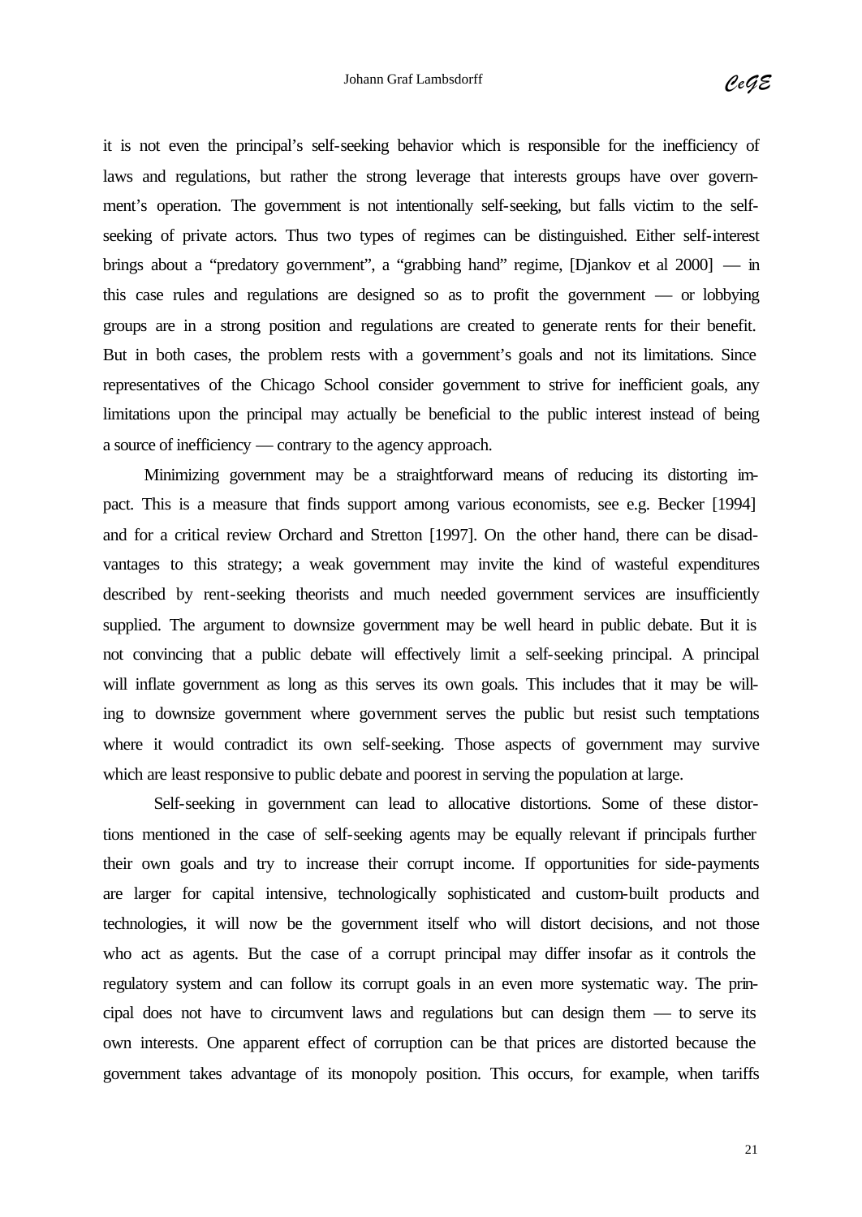it is not even the principal's self-seeking behavior which is responsible for the inefficiency of laws and regulations, but rather the strong leverage that interests groups have over government's operation. The government is not intentionally self-seeking, but falls victim to the self-seeking of private actors. Thus two types of regimes can be distinguished. Either self-interest brings about a "predatory government", a "grabbing hand" regime, [Djankov et al 2000] — in this case rules and regulations are designed so as to profit the government — or lobbying groups are in a strong position and regulations are created to generate rents for their benefit. But in both cases, the problem rests with a government's goals and not its limitations. Since representatives of the Chicago School consider government to strive for inefficient goals, any limitations upon the principal may actually be beneficial to the public interest instead of being a source of inefficiency — contrary to the agency approach.

Minimizing government may be a straightforward means of reducing its distorting impact. This is a measure that finds support among various economists, see e.g. Becker [1994] and for a critical review Orchard and Stretton [1997]. On the other hand, there can be disadvantages to this strategy; a weak government may invite the kind of wasteful expenditures described by rent-seeking theorists and much needed government services are insufficiently supplied. The argument to downsize government may be well heard in public debate. But it is not convincing that a public debate will effectively limit a self-seeking principal. A principal will inflate government as long as this serves its own goals. This includes that it may be willing to downsize government where government serves the public but resist such temptations where it would contradict its own self-seeking. Those aspects of government may survive which are least responsive to public debate and poorest in serving the population at large.

Self-seeking in government can lead to allocative distortions. Some of these distortions mentioned in the case of self-seeking agents may be equally relevant if principals further their own goals and try to increase their corrupt income. If opportunities for side-payments are larger for capital intensive, technologically sophisticated and custom-built products and technologies, it will now be the government itself who will distort decisions, and not those who act as agents. But the case of a corrupt principal may differ insofar as it controls the regulatory system and can follow its corrupt goals in an even more systematic way. The principal does not have to circumvent laws and regulations but can design them — to serve its own interests. One apparent effect of corruption can be that prices are distorted because the government takes advantage of its monopoly position. This occurs, for example, when tariffs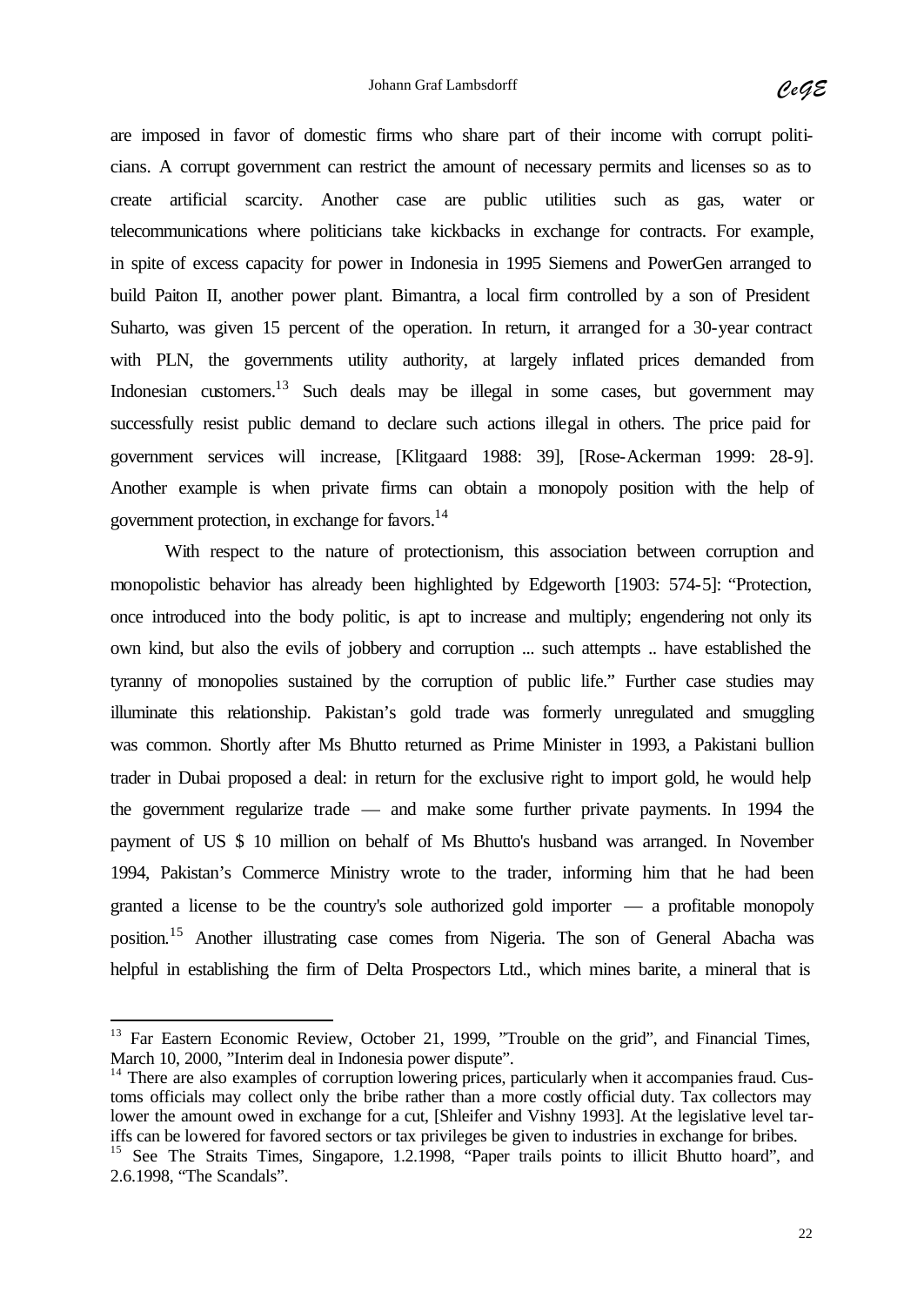are imposed in favor of domestic firms who share part of their income with corrupt politicians. A corrupt government can restrict the amount of necessary permits and licenses so as to create artificial scarcity. Another case are public utilities such as gas, water or telecommunications where politicians take kickbacks in exchange for contracts. For example, in spite of excess capacity for power in Indonesia in 1995 Siemens and PowerGen arranged to build Paiton II, another power plant. Bimantra, a local firm controlled by a son of President Suharto, was given 15 percent of the operation. In return, it arranged for a 30-year contract with PLN, the governments utility authority, at largely inflated prices demanded from Indonesian customers.[13] Such deals may be illegal in some cases, but government may successfully resist public demand to declare such actions illegal in others. The price paid for government services will increase, [Klitgaard 1988: 39], [Rose-Ackerman 1999: 28-9]. Another example is when private firms can obtain a monopoly position with the help of government protection, in exchange for favors.[14]

With respect to the nature of protectionism, this association between corruption and monopolistic behavior has already been highlighted by Edgeworth [1903: 574-5]: "Protection, once introduced into the body politic, is apt to increase and multiply; engendering not only its own kind, but also the evils of jobbery and corruption ... such attempts .. have established the tyranny of monopolies sustained by the corruption of public life." Further case studies may illuminate this relationship. Pakistan's gold trade was formerly unregulated and smuggling was common. Shortly after Ms Bhutto returned as Prime Minister in 1993, a Pakistani bullion trader in Dubai proposed a deal: in return for the exclusive right to import gold, he would help the government regularize trade — and make some further private payments. In 1994 the payment of US $ 10 million on behalf of Ms Bhutto's husband was arranged. In November 1994, Pakistan's Commerce Ministry wrote to the trader, informing him that he had been granted a license to be the country's sole authorized gold importer — a profitable monopoly position.[15] Another illustrating case comes from Nigeria. The son of General Abacha was helpful in establishing the firm of Delta Prospectors Ltd., which mines barite, a mineral that is

---

[13] Far Eastern Economic Review, October 21, 1999, "Trouble on the grid", and Financial Times, March 10, 2000, "Interim deal in Indonesia power dispute".

[14] There are also examples of corruption lowering prices, particularly when it accompanies fraud. Customs officials may collect only the bribe rather than a more costly official duty. Tax collectors may lower the amount owed in exchange for a cut, [Shleifer and Vishny 1993]. At the legislative level tariffs can be lowered for favored sectors or tax privileges be given to industries in exchange for bribes.

[15] See The Straits Times, Singapore, 1.2.1998, "Paper trails points to illicit Bhutto hoard", and 2.6.1998, "The Scandals".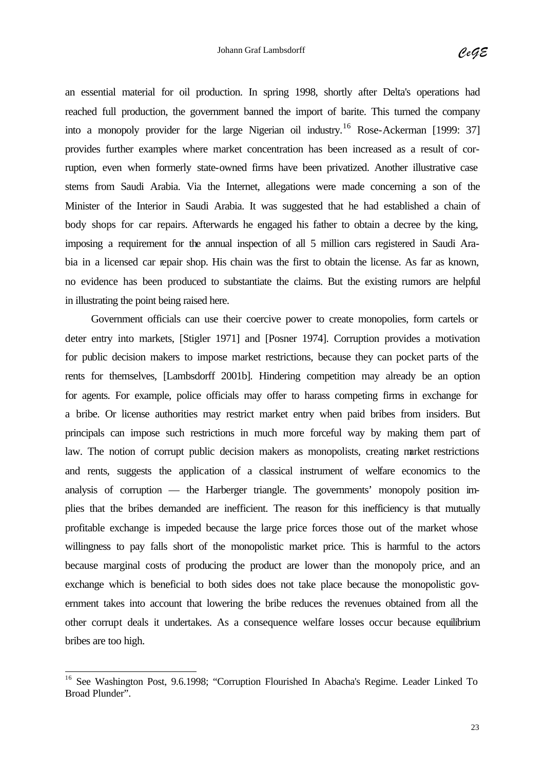an essential material for oil production. In spring 1998, shortly after Delta's operations had reached full production, the government banned the import of barite. This turned the company into a monopoly provider for the large Nigerian oil industry.[16] Rose-Ackerman [1999: 37] provides further examples where market concentration has been increased as a result of corruption, even when formerly state-owned firms have been privatized. Another illustrative case stems from Saudi Arabia. Via the Internet, allegations were made concerning a son of the Minister of the Interior in Saudi Arabia. It was suggested that he had established a chain of body shops for car repairs. Afterwards he engaged his father to obtain a decree by the king, imposing a requirement for the annual inspection of all 5 million cars registered in Saudi Arabia in a licensed car repair shop. His chain was the first to obtain the license. As far as known, no evidence has been produced to substantiate the claims. But the existing rumors are helpful in illustrating the point being raised here.

Government officials can use their coercive power to create monopolies, form cartels or deter entry into markets, [Stigler 1971] and [Posner 1974]. Corruption provides a motivation for public decision makers to impose market restrictions, because they can pocket parts of the rents for themselves, [Lambsdorff 2001b]. Hindering competition may already be an option for agents. For example, police officials may offer to harass competing firms in exchange for a bribe. Or license authorities may restrict market entry when paid bribes from insiders. But principals can impose such restrictions in much more forceful way by making them part of law. The notion of corrupt public decision makers as monopolists, creating market restrictions and rents, suggests the application of a classical instrument of welfare economics to the analysis of corruption — the Harberger triangle. The governments' monopoly position implies that the bribes demanded are inefficient. The reason for this inefficiency is that mutually profitable exchange is impeded because the large price forces those out of the market whose willingness to pay falls short of the monopolistic market price. This is harmful to the actors because marginal costs of producing the product are lower than the monopoly price, and an exchange which is beneficial to both sides does not take place because the monopolistic government takes into account that lowering the bribe reduces the revenues obtained from all the other corrupt deals it undertakes. As a consequence welfare losses occur because equilibrium bribes are too high.

---

[16] See Washington Post, 9.6.1998; "Corruption Flourished In Abacha's Regime. Leader Linked To Broad Plunder".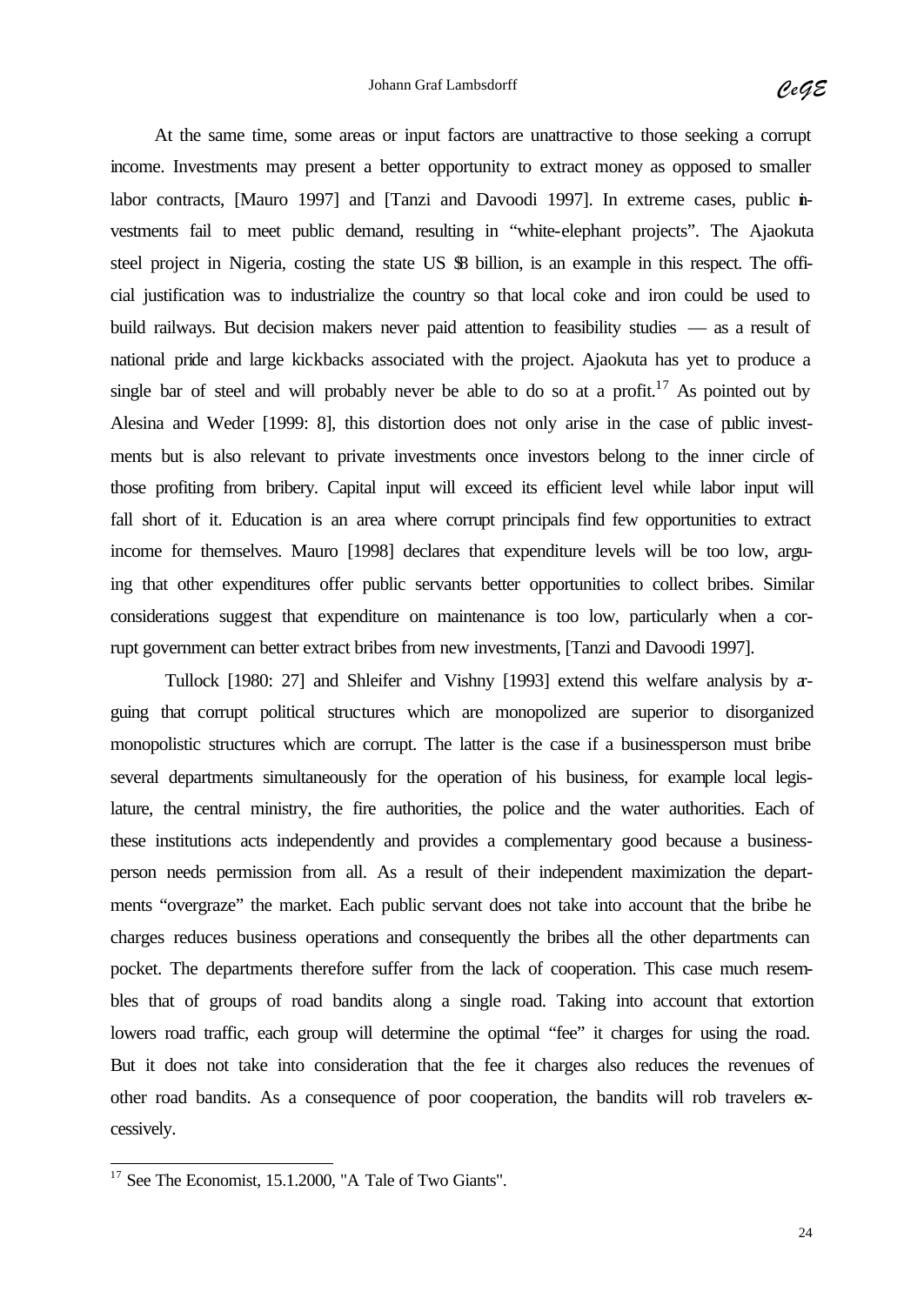At the same time, some areas or input factors are unattractive to those seeking a corrupt income. Investments may present a better opportunity to extract money as opposed to smaller labor contracts, [Mauro 1997] and [Tanzi and Davoodi 1997]. In extreme cases, public investments fail to meet public demand, resulting in "white-elephant projects". The Ajaokuta steel project in Nigeria, costing the state US $8 billion, is an example in this respect. The official justification was to industrialize the country so that local coke and iron could be used to build railways. But decision makers never paid attention to feasibility studies — as a result of national pride and large kickbacks associated with the project. Ajaokuta has yet to produce a single bar of steel and will probably never be able to do so at a profit.[17] As pointed out by Alesina and Weder [1999: 8], this distortion does not only arise in the case of public investments but is also relevant to private investments once investors belong to the inner circle of those profiting from bribery. Capital input will exceed its efficient level while labor input will fall short of it. Education is an area where corrupt principals find few opportunities to extract income for themselves. Mauro [1998] declares that expenditure levels will be too low, arguing that other expenditures offer public servants better opportunities to collect bribes. Similar considerations suggest that expenditure on maintenance is too low, particularly when a corrupt government can better extract bribes from new investments, [Tanzi and Davoodi 1997].

Tullock [1980: 27] and Shleifer and Vishny [1993] extend this welfare analysis by arguing that corrupt political structures which are monopolized are superior to disorganized monopolistic structures which are corrupt. The latter is the case if a businessperson must bribe several departments simultaneously for the operation of his business, for example local legislature, the central ministry, the fire authorities, the police and the water authorities. Each of these institutions acts independently and provides a complementary good because a businessperson needs permission from all. As a result of their independent maximization the departments "overgraze" the market. Each public servant does not take into account that the bribe he charges reduces business operations and consequently the bribes all the other departments can pocket. The departments therefore suffer from the lack of cooperation. This case much resembles that of groups of road bandits along a single road. Taking into account that extortion lowers road traffic, each group will determine the optimal "fee" it charges for using the road. But it does not take into consideration that the fee it charges also reduces the revenues of other road bandits. As a consequence of poor cooperation, the bandits will rob travelers excessively.

[17] See The Economist, 15.1.2000, "A Tale of Two Giants".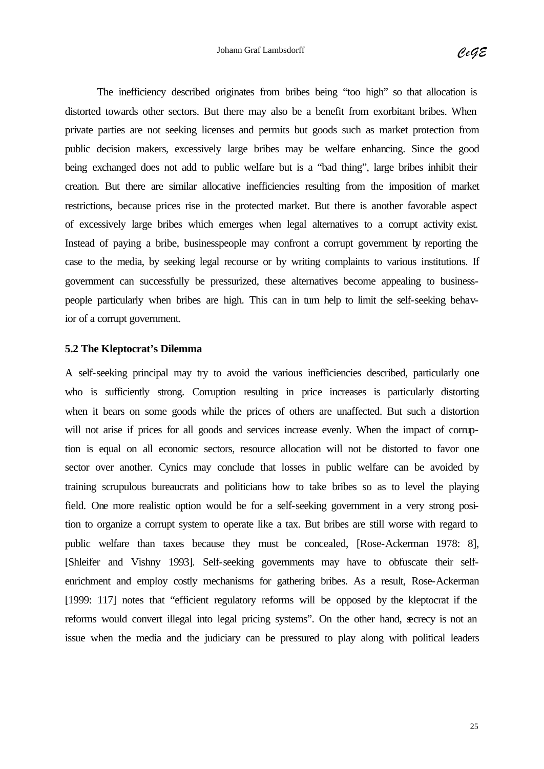The inefficiency described originates from bribes being "too high" so that allocation is distorted towards other sectors. But there may also be a benefit from exorbitant bribes. When private parties are not seeking licenses and permits but goods such as market protection from public decision makers, excessively large bribes may be welfare enhancing. Since the good being exchanged does not add to public welfare but is a "bad thing", large bribes inhibit their creation. But there are similar allocative inefficiencies resulting from the imposition of market restrictions, because prices rise in the protected market. But there is another favorable aspect of excessively large bribes which emerges when legal alternatives to a corrupt activity exist. Instead of paying a bribe, businesspeople may confront a corrupt government by reporting the case to the media, by seeking legal recourse or by writing complaints to various institutions. If government can successfully be pressurized, these alternatives become appealing to businesspeople particularly when bribes are high. This can in turn help to limit the self-seeking behavior of a corrupt government.

### 5.2 The Kleptocrat's Dilemma

A self-seeking principal may try to avoid the various inefficiencies described, particularly one who is sufficiently strong. Corruption resulting in price increases is particularly distorting when it bears on some goods while the prices of others are unaffected. But such a distortion will not arise if prices for all goods and services increase evenly. When the impact of corruption is equal on all economic sectors, resource allocation will not be distorted to favor one sector over another. Cynics may conclude that losses in public welfare can be avoided by training scrupulous bureaucrats and politicians how to take bribes so as to level the playing field. One more realistic option would be for a self-seeking government in a very strong position to organize a corrupt system to operate like a tax. But bribes are still worse with regard to public welfare than taxes because they must be concealed, [Rose-Ackerman 1978: 8], [Shleifer and Vishny 1993]. Self-seeking governments may have to obfuscate their self-enrichment and employ costly mechanisms for gathering bribes. As a result, Rose-Ackerman [1999: 117] notes that "efficient regulatory reforms will be opposed by the kleptocrat if the reforms would convert illegal into legal pricing systems". On the other hand, secrecy is not an issue when the media and the judiciary can be pressured to play along with political leaders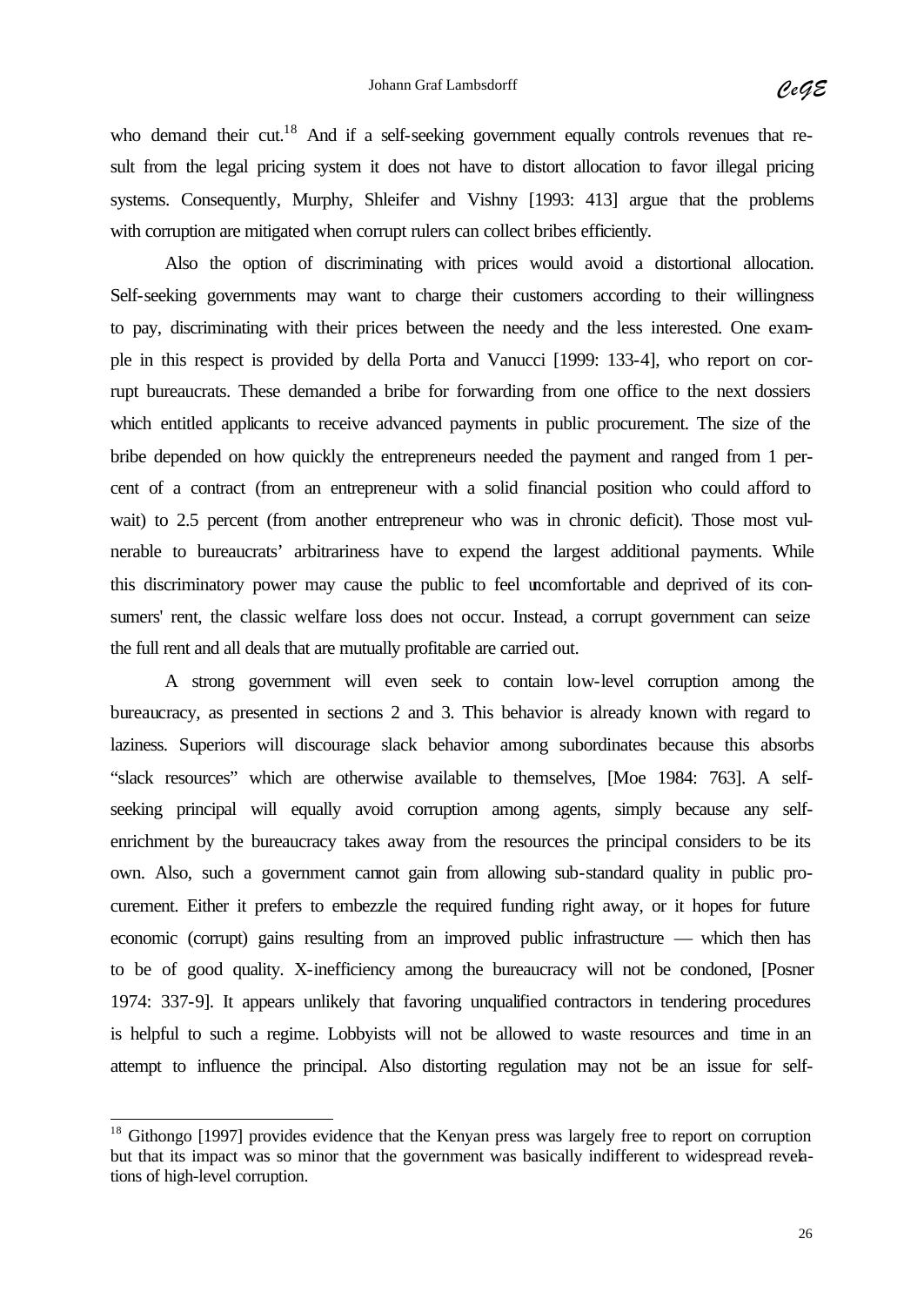who demand their cut.[18] And if a self-seeking government equally controls revenues that result from the legal pricing system it does not have to distort allocation to favor illegal pricing systems. Consequently, Murphy, Shleifer and Vishny [1993: 413] argue that the problems with corruption are mitigated when corrupt rulers can collect bribes efficiently.

Also the option of discriminating with prices would avoid a distortional allocation. Self-seeking governments may want to charge their customers according to their willingness to pay, discriminating with their prices between the needy and the less interested. One example in this respect is provided by della Porta and Vanucci [1999: 133-4], who report on corrupt bureaucrats. These demanded a bribe for forwarding from one office to the next dossiers which entitled applicants to receive advanced payments in public procurement. The size of the bribe depended on how quickly the entrepreneurs needed the payment and ranged from 1 percent of a contract (from an entrepreneur with a solid financial position who could afford to wait) to 2.5 percent (from another entrepreneur who was in chronic deficit). Those most vulnerable to bureaucrats' arbitrariness have to expend the largest additional payments. While this discriminatory power may cause the public to feel uncomfortable and deprived of its consumers' rent, the classic welfare loss does not occur. Instead, a corrupt government can seize the full rent and all deals that are mutually profitable are carried out.

A strong government will even seek to contain low-level corruption among the bureaucracy, as presented in sections 2 and 3. This behavior is already known with regard to laziness. Superiors will discourage slack behavior among subordinates because this absorbs "slack resources" which are otherwise available to themselves, [Moe 1984: 763]. A self-seeking principal will equally avoid corruption among agents, simply because any self-enrichment by the bureaucracy takes away from the resources the principal considers to be its own. Also, such a government cannot gain from allowing sub-standard quality in public procurement. Either it prefers to embezzle the required funding right away, or it hopes for future economic (corrupt) gains resulting from an improved public infrastructure — which then has to be of good quality. X-inefficiency among the bureaucracy will not be condoned, [Posner 1974: 337-9]. It appears unlikely that favoring unqualified contractors in tendering procedures is helpful to such a regime. Lobbyists will not be allowed to waste resources and time in an attempt to influence the principal. Also distorting regulation may not be an issue for self-

[18] Githongo [1997] provides evidence that the Kenyan press was largely free to report on corruption but that its impact was so minor that the government was basically indifferent to widespread revelations of high-level corruption.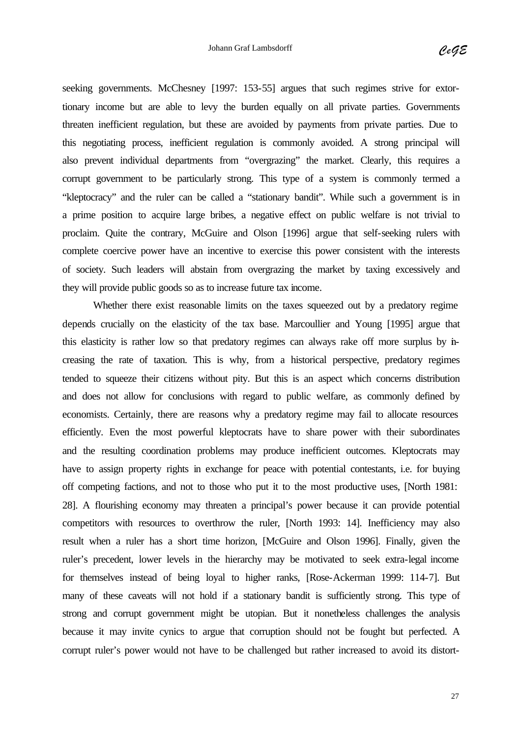seeking governments. McChesney [1997: 153-55] argues that such regimes strive for extortionary income but are able to levy the burden equally on all private parties. Governments threaten inefficient regulation, but these are avoided by payments from private parties. Due to this negotiating process, inefficient regulation is commonly avoided. A strong principal will also prevent individual departments from "overgrazing" the market. Clearly, this requires a corrupt government to be particularly strong. This type of a system is commonly termed a "kleptocracy" and the ruler can be called a "stationary bandit". While such a government is in a prime position to acquire large bribes, a negative effect on public welfare is not trivial to proclaim. Quite the contrary, McGuire and Olson [1996] argue that self-seeking rulers with complete coercive power have an incentive to exercise this power consistent with the interests of society. Such leaders will abstain from overgrazing the market by taxing excessively and they will provide public goods so as to increase future tax income.

Whether there exist reasonable limits on the taxes squeezed out by a predatory regime depends crucially on the elasticity of the tax base. Marcoullier and Young [1995] argue that this elasticity is rather low so that predatory regimes can always rake off more surplus by increasing the rate of taxation. This is why, from a historical perspective, predatory regimes tended to squeeze their citizens without pity. But this is an aspect which concerns distribution and does not allow for conclusions with regard to public welfare, as commonly defined by economists. Certainly, there are reasons why a predatory regime may fail to allocate resources efficiently. Even the most powerful kleptocrats have to share power with their subordinates and the resulting coordination problems may produce inefficient outcomes. Kleptocrats may have to assign property rights in exchange for peace with potential contestants, i.e. for buying off competing factions, and not to those who put it to the most productive uses, [North 1981: 28]. A flourishing economy may threaten a principal's power because it can provide potential competitors with resources to overthrow the ruler, [North 1993: 14]. Inefficiency may also result when a ruler has a short time horizon, [McGuire and Olson 1996]. Finally, given the ruler's precedent, lower levels in the hierarchy may be motivated to seek extra-legal income for themselves instead of being loyal to higher ranks, [Rose-Ackerman 1999: 114-7]. But many of these caveats will not hold if a stationary bandit is sufficiently strong. This type of strong and corrupt government might be utopian. But it nonetheless challenges the analysis because it may invite cynics to argue that corruption should not be fought but perfected. A corrupt ruler's power would not have to be challenged but rather increased to avoid its distort-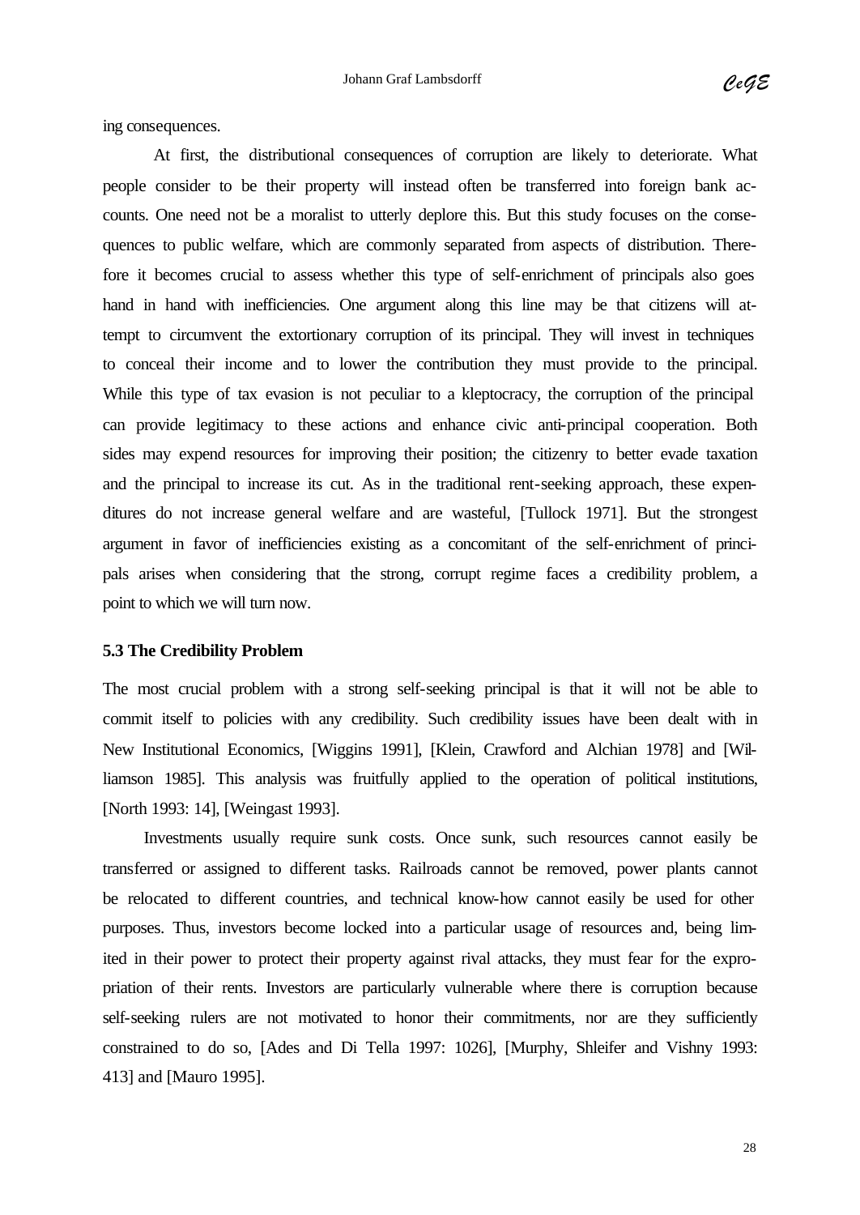ing consequences.

At first, the distributional consequences of corruption are likely to deteriorate. What people consider to be their property will instead often be transferred into foreign bank accounts. One need not be a moralist to utterly deplore this. But this study focuses on the consequences to public welfare, which are commonly separated from aspects of distribution. Therefore it becomes crucial to assess whether this type of self-enrichment of principals also goes hand in hand with inefficiencies. One argument along this line may be that citizens will attempt to circumvent the extortionary corruption of its principal. They will invest in techniques to conceal their income and to lower the contribution they must provide to the principal. While this type of tax evasion is not peculiar to a kleptocracy, the corruption of the principal can provide legitimacy to these actions and enhance civic anti-principal cooperation. Both sides may expend resources for improving their position; the citizenry to better evade taxation and the principal to increase its cut. As in the traditional rent-seeking approach, these expenditures do not increase general welfare and are wasteful, [Tullock 1971]. But the strongest argument in favor of inefficiencies existing as a concomitant of the self-enrichment of principals arises when considering that the strong, corrupt regime faces a credibility problem, a point to which we will turn now.

### 5.3 The Credibility Problem

The most crucial problem with a strong self-seeking principal is that it will not be able to commit itself to policies with any credibility. Such credibility issues have been dealt with in New Institutional Economics, [Wiggins 1991], [Klein, Crawford and Alchian 1978] and [Williamson 1985]. This analysis was fruitfully applied to the operation of political institutions, [North 1993: 14], [Weingast 1993].

Investments usually require sunk costs. Once sunk, such resources cannot easily be transferred or assigned to different tasks. Railroads cannot be removed, power plants cannot be relocated to different countries, and technical know-how cannot easily be used for other purposes. Thus, investors become locked into a particular usage of resources and, being limited in their power to protect their property against rival attacks, they must fear for the expropriation of their rents. Investors are particularly vulnerable where there is corruption because self-seeking rulers are not motivated to honor their commitments, nor are they sufficiently constrained to do so, [Ades and Di Tella 1997: 1026], [Murphy, Shleifer and Vishny 1993: 413] and [Mauro 1995].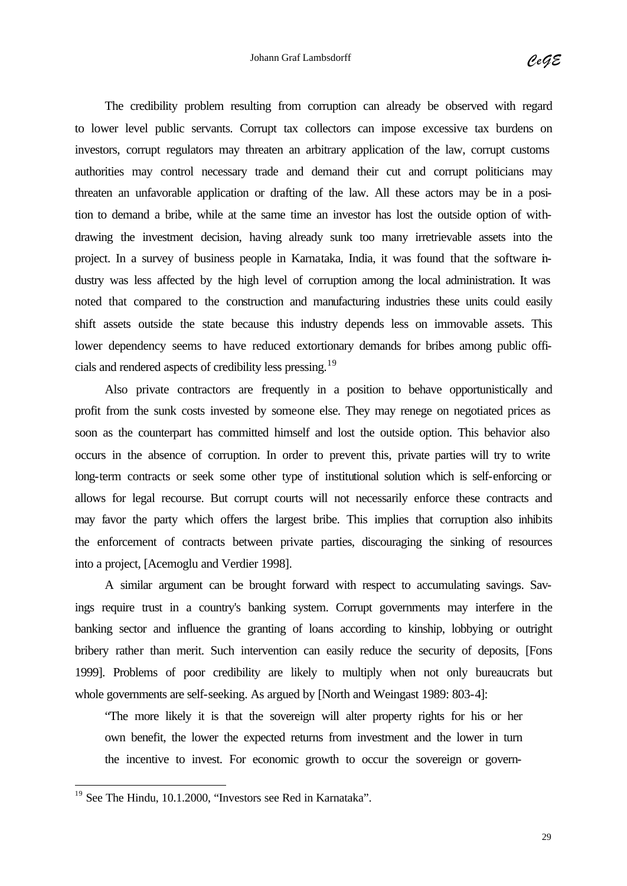The credibility problem resulting from corruption can already be observed with regard to lower level public servants. Corrupt tax collectors can impose excessive tax burdens on investors, corrupt regulators may threaten an arbitrary application of the law, corrupt customs authorities may control necessary trade and demand their cut and corrupt politicians may threaten an unfavorable application or drafting of the law. All these actors may be in a position to demand a bribe, while at the same time an investor has lost the outside option of withdrawing the investment decision, having already sunk too many irretrievable assets into the project. In a survey of business people in Karnataka, India, it was found that the software industry was less affected by the high level of corruption among the local administration. It was noted that compared to the construction and manufacturing industries these units could easily shift assets outside the state because this industry depends less on immovable assets. This lower dependency seems to have reduced extortionary demands for bribes among public officials and rendered aspects of credibility less pressing.[19]

Also private contractors are frequently in a position to behave opportunistically and profit from the sunk costs invested by someone else. They may renege on negotiated prices as soon as the counterpart has committed himself and lost the outside option. This behavior also occurs in the absence of corruption. In order to prevent this, private parties will try to write long-term contracts or seek some other type of institutional solution which is self-enforcing or allows for legal recourse. But corrupt courts will not necessarily enforce these contracts and may favor the party which offers the largest bribe. This implies that corruption also inhibits the enforcement of contracts between private parties, discouraging the sinking of resources into a project, [Acemoglu and Verdier 1998].

A similar argument can be brought forward with respect to accumulating savings. Savings require trust in a country's banking system. Corrupt governments may interfere in the banking sector and influence the granting of loans according to kinship, lobbying or outright bribery rather than merit. Such intervention can easily reduce the security of deposits, [Fons 1999]. Problems of poor credibility are likely to multiply when not only bureaucrats but whole governments are self-seeking. As argued by [North and Weingast 1989: 803-4]:

> "The more likely it is that the sovereign will alter property rights for his or her own benefit, the lower the expected returns from investment and the lower in turn the incentive to invest. For economic growth to occur the sovereign or govern-

[19] See The Hindu, 10.1.2000, "Investors see Red in Karnataka".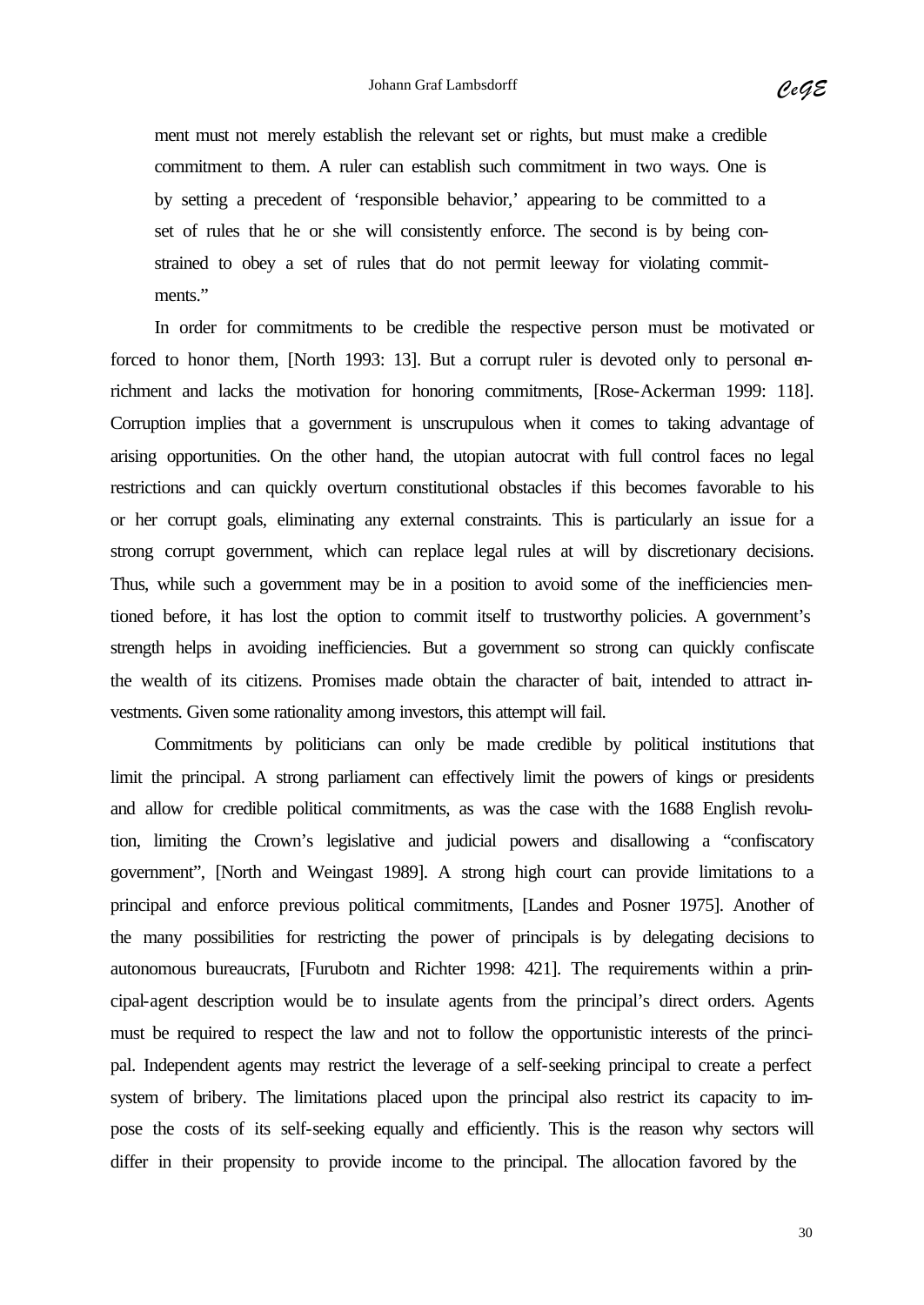ment must not merely establish the relevant set or rights, but must make a credible commitment to them. A ruler can establish such commitment in two ways. One is by setting a precedent of 'responsible behavior,' appearing to be committed to a set of rules that he or she will consistently enforce. The second is by being constrained to obey a set of rules that do not permit leeway for violating commitments."

In order for commitments to be credible the respective person must be motivated or forced to honor them, [North 1993: 13]. But a corrupt ruler is devoted only to personal enrichment and lacks the motivation for honoring commitments, [Rose-Ackerman 1999: 118]. Corruption implies that a government is unscrupulous when it comes to taking advantage of arising opportunities. On the other hand, the utopian autocrat with full control faces no legal restrictions and can quickly overturn constitutional obstacles if this becomes favorable to his or her corrupt goals, eliminating any external constraints. This is particularly an issue for a strong corrupt government, which can replace legal rules at will by discretionary decisions. Thus, while such a government may be in a position to avoid some of the inefficiencies mentioned before, it has lost the option to commit itself to trustworthy policies. A government's strength helps in avoiding inefficiencies. But a government so strong can quickly confiscate the wealth of its citizens. Promises made obtain the character of bait, intended to attract investments. Given some rationality among investors, this attempt will fail.

Commitments by politicians can only be made credible by political institutions that limit the principal. A strong parliament can effectively limit the powers of kings or presidents and allow for credible political commitments, as was the case with the 1688 English revolution, limiting the Crown's legislative and judicial powers and disallowing a "confiscatory government", [North and Weingast 1989]. A strong high court can provide limitations to a principal and enforce previous political commitments, [Landes and Posner 1975]. Another of the many possibilities for restricting the power of principals is by delegating decisions to autonomous bureaucrats, [Furubotn and Richter 1998: 421]. The requirements within a principal-agent description would be to insulate agents from the principal's direct orders. Agents must be required to respect the law and not to follow the opportunistic interests of the principal. Independent agents may restrict the leverage of a self-seeking principal to create a perfect system of bribery. The limitations placed upon the principal also restrict its capacity to impose the costs of its self-seeking equally and efficiently. This is the reason why sectors will differ in their propensity to provide income to the principal. The allocation favored by the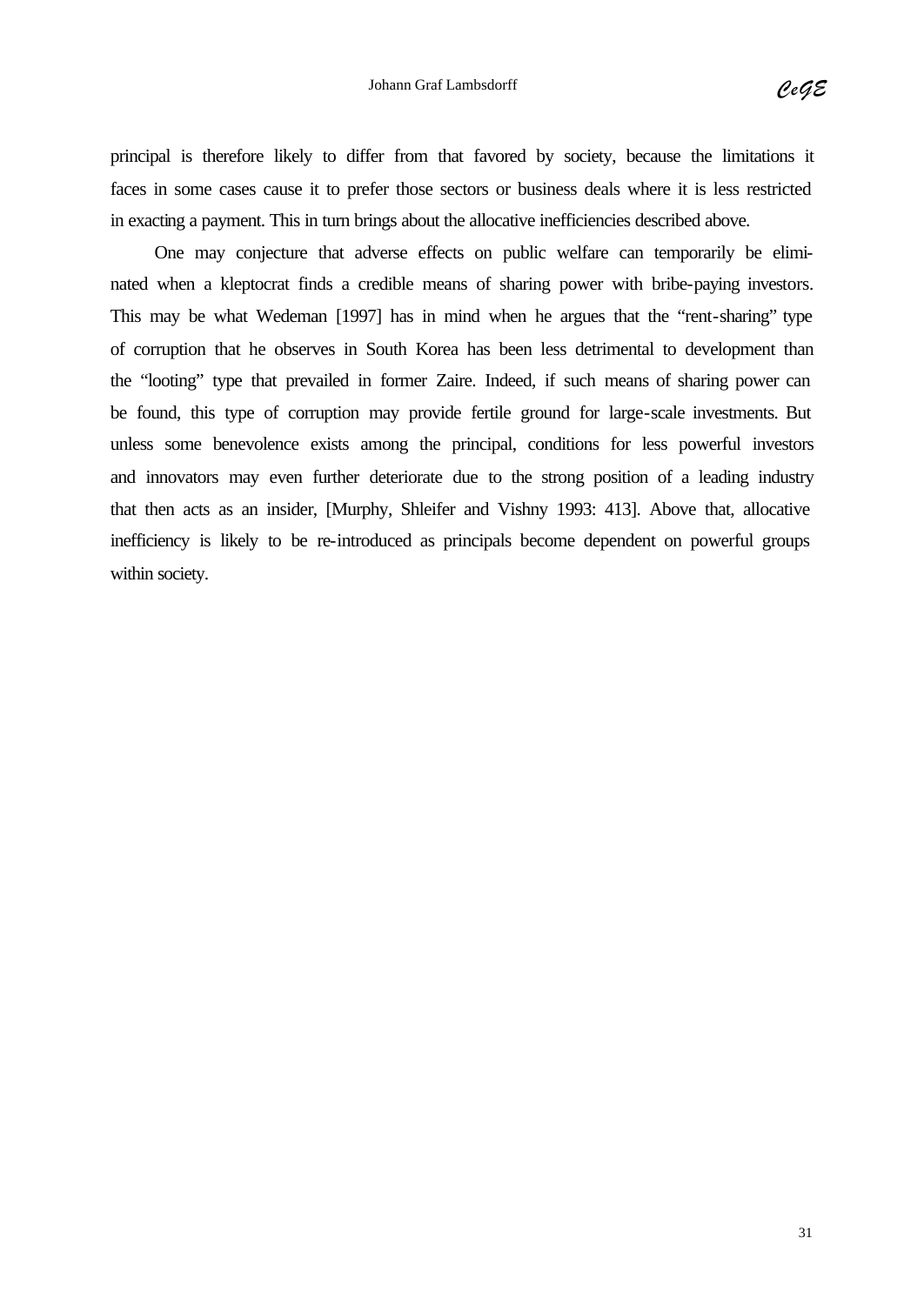principal is therefore likely to differ from that favored by society, because the limitations it faces in some cases cause it to prefer those sectors or business deals where it is less restricted in exacting a payment. This in turn brings about the allocative inefficiencies described above.

One may conjecture that adverse effects on public welfare can temporarily be eliminated when a kleptocrat finds a credible means of sharing power with bribe-paying investors. This may be what Wedeman [1997] has in mind when he argues that the "rent-sharing" type of corruption that he observes in South Korea has been less detrimental to development than the "looting" type that prevailed in former Zaire. Indeed, if such means of sharing power can be found, this type of corruption may provide fertile ground for large-scale investments. But unless some benevolence exists among the principal, conditions for less powerful investors and innovators may even further deteriorate due to the strong position of a leading industry that then acts as an insider, [Murphy, Shleifer and Vishny 1993: 413]. Above that, allocative inefficiency is likely to be re-introduced as principals become dependent on powerful groups within society.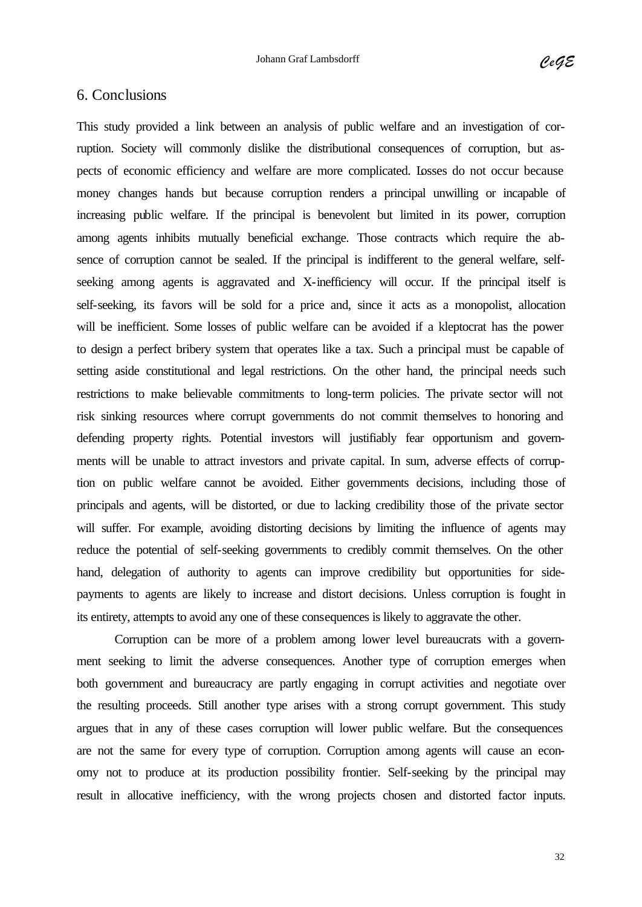## 6. Conclusions

This study provided a link between an analysis of public welfare and an investigation of corruption. Society will commonly dislike the distributional consequences of corruption, but aspects of economic efficiency and welfare are more complicated. Losses do not occur because money changes hands but because corruption renders a principal unwilling or incapable of increasing public welfare. If the principal is benevolent but limited in its power, corruption among agents inhibits mutually beneficial exchange. Those contracts which require the absence of corruption cannot be sealed. If the principal is indifferent to the general welfare, self-seeking among agents is aggravated and X-inefficiency will occur. If the principal itself is self-seeking, its favors will be sold for a price and, since it acts as a monopolist, allocation will be inefficient. Some losses of public welfare can be avoided if a kleptocrat has the power to design a perfect bribery system that operates like a tax. Such a principal must be capable of setting aside constitutional and legal restrictions. On the other hand, the principal needs such restrictions to make believable commitments to long-term policies. The private sector will not risk sinking resources where corrupt governments do not commit themselves to honoring and defending property rights. Potential investors will justifiably fear opportunism and governments will be unable to attract investors and private capital. In sum, adverse effects of corruption on public welfare cannot be avoided. Either governments decisions, including those of principals and agents, will be distorted, or due to lacking credibility those of the private sector will suffer. For example, avoiding distorting decisions by limiting the influence of agents may reduce the potential of self-seeking governments to credibly commit themselves. On the other hand, delegation of authority to agents can improve credibility but opportunities for side-payments to agents are likely to increase and distort decisions. Unless corruption is fought in its entirety, attempts to avoid any one of these consequences is likely to aggravate the other.

Corruption can be more of a problem among lower level bureaucrats with a government seeking to limit the adverse consequences. Another type of corruption emerges when both government and bureaucracy are partly engaging in corrupt activities and negotiate over the resulting proceeds. Still another type arises with a strong corrupt government. This study argues that in any of these cases corruption will lower public welfare. But the consequences are not the same for every type of corruption. Corruption among agents will cause an economy not to produce at its production possibility frontier. Self-seeking by the principal may result in allocative inefficiency, with the wrong projects chosen and distorted factor inputs.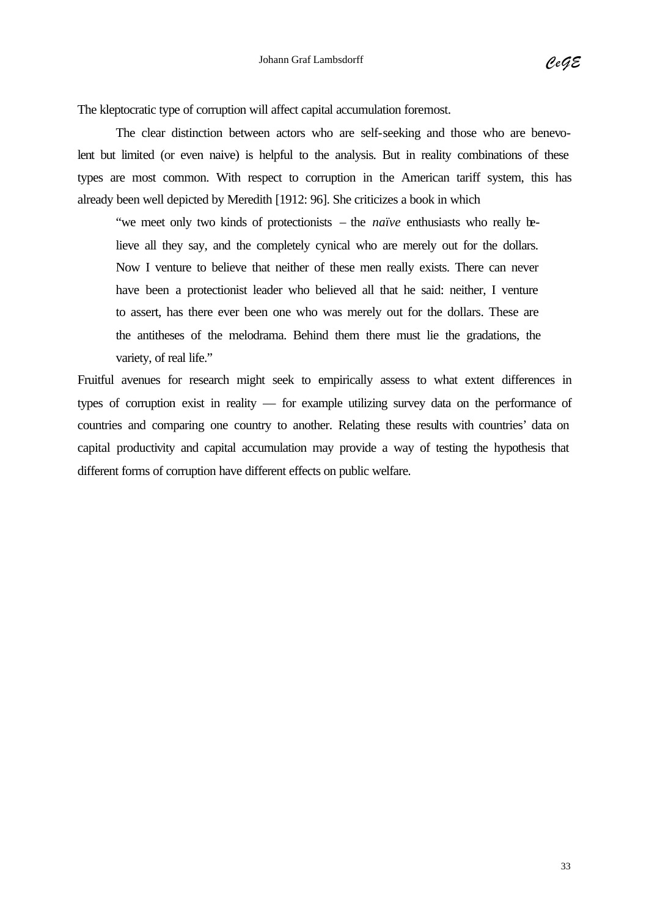The kleptocratic type of corruption will affect capital accumulation foremost.

The clear distinction between actors who are self-seeking and those who are benevolent but limited (or even naive) is helpful to the analysis. But in reality combinations of these types are most common. With respect to corruption in the American tariff system, this has already been well depicted by Meredith [1912: 96]. She criticizes a book in which

> "we meet only two kinds of protectionists – the *naïve* enthusiasts who really believe all they say, and the completely cynical who are merely out for the dollars. Now I venture to believe that neither of these men really exists. There can never have been a protectionist leader who believed all that he said: neither, I venture to assert, has there ever been one who was merely out for the dollars. These are the antitheses of the melodrama. Behind them there must lie the gradations, the variety, of real life."

Fruitful avenues for research might seek to empirically assess to what extent differences in types of corruption exist in reality — for example utilizing survey data on the performance of countries and comparing one country to another. Relating these results with countries' data on capital productivity and capital accumulation may provide a way of testing the hypothesis that different forms of corruption have different effects on public welfare.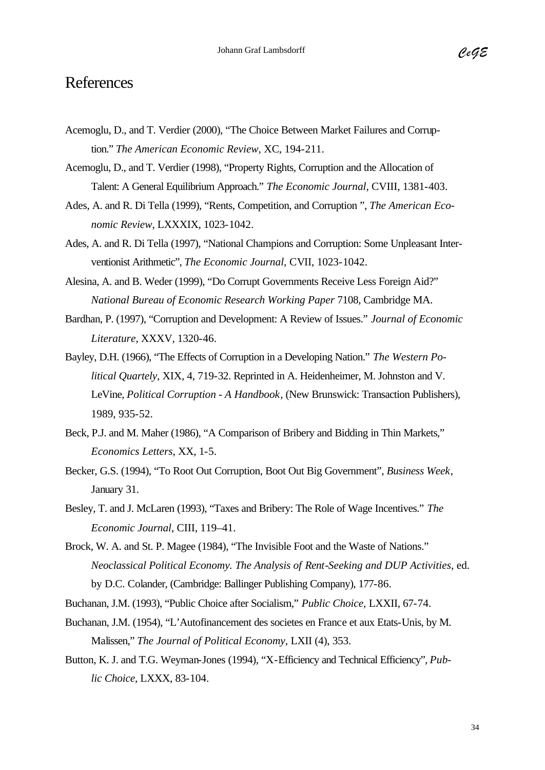# References

Acemoglu, D., and T. Verdier (2000), "The Choice Between Market Failures and Corruption." *The American Economic Review*, XC, 194-211.

Acemoglu, D., and T. Verdier (1998), "Property Rights, Corruption and the Allocation of Talent: A General Equilibrium Approach." *The Economic Journal*, CVIII, 1381-403.

Ades, A. and R. Di Tella (1999), "Rents, Competition, and Corruption ", *The American Economic Review*, LXXXIX, 1023-1042.

Ades, A. and R. Di Tella (1997), "National Champions and Corruption: Some Unpleasant Interventionist Arithmetic", *The Economic Journal*, CVII, 1023-1042.

Alesina, A. and B. Weder (1999), "Do Corrupt Governments Receive Less Foreign Aid?" *National Bureau of Economic Research Working Paper* 7108, Cambridge MA.

Bardhan, P. (1997), "Corruption and Development: A Review of Issues." *Journal of Economic Literature*, XXXV, 1320-46.

Bayley, D.H. (1966), "The Effects of Corruption in a Developing Nation." *The Western Political Quartely*, XIX, 4, 719-32. Reprinted in A. Heidenheimer, M. Johnston and V. LeVine, *Political Corruption - A Handbook*, (New Brunswick: Transaction Publishers), 1989, 935-52.

Beck, P.J. and M. Maher (1986), "A Comparison of Bribery and Bidding in Thin Markets," *Economics Letters*, XX, 1-5.

Becker, G.S. (1994), "To Root Out Corruption, Boot Out Big Government", *Business Week*, January 31.

Besley, T. and J. McLaren (1993), "Taxes and Bribery: The Role of Wage Incentives." *The Economic Journal*, CIII, 119–41.

Brock, W. A. and St. P. Magee (1984), "The Invisible Foot and the Waste of Nations." *Neoclassical Political Economy. The Analysis of Rent-Seeking and DUP Activities*, ed. by D.C. Colander, (Cambridge: Ballinger Publishing Company), 177-86.

Buchanan, J.M. (1993), "Public Choice after Socialism," *Public Choice*, LXXII, 67-74.

Buchanan, J.M. (1954), "L'Autofinancement des societes en France et aux Etats-Unis, by M. Malissen," *The Journal of Political Economy*, LXII (4), 353.

Button, K. J. and T.G. Weyman-Jones (1994), "X-Efficiency and Technical Efficiency", *Public Choice*, LXXX, 83-104.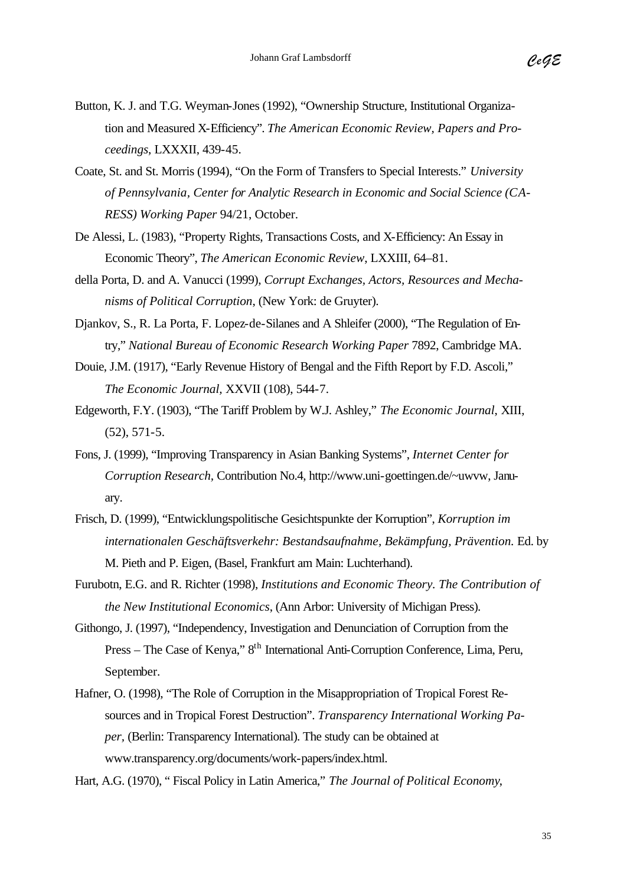Button, K. J. and T.G. Weyman-Jones (1992), "Ownership Structure, Institutional Organization and Measured X-Efficiency". *The American Economic Review, Papers and Proceedings*, LXXXII, 439-45.

Coate, St. and St. Morris (1994), "On the Form of Transfers to Special Interests." *University of Pennsylvania, Center for Analytic Research in Economic and Social Science (CARESS) Working Paper* 94/21, October.

De Alessi, L. (1983), "Property Rights, Transactions Costs, and X-Efficiency: An Essay in Economic Theory", *The American Economic Review*, LXXIII, 64–81.

della Porta, D. and A. Vanucci (1999), *Corrupt Exchanges, Actors, Resources and Mechanisms of Political Corruption*, (New York: de Gruyter).

Djankov, S., R. La Porta, F. Lopez-de-Silanes and A Shleifer (2000), "The Regulation of Entry," *National Bureau of Economic Research Working Paper* 7892, Cambridge MA.

Douie, J.M. (1917), "Early Revenue History of Bengal and the Fifth Report by F.D. Ascoli," *The Economic Journal*, XXVII (108), 544-7.

Edgeworth, F.Y. (1903), "The Tariff Problem by W.J. Ashley," *The Economic Journal*, XIII, (52), 571-5.

Fons, J. (1999), "Improving Transparency in Asian Banking Systems", *Internet Center for Corruption Research*, Contribution No.4, http://www.uni-goettingen.de/~uwvw, January.

Frisch, D. (1999), "Entwicklungspolitische Gesichtspunkte der Korruption", *Korruption im internationalen Geschäftsverkehr: Bestandsaufnahme, Bekämpfung, Prävention.* Ed. by M. Pieth and P. Eigen, (Basel, Frankfurt am Main: Luchterhand).

Furubotn, E.G. and R. Richter (1998), *Institutions and Economic Theory. The Contribution of the New Institutional Economics*, (Ann Arbor: University of Michigan Press).

Githongo, J. (1997), "Independency, Investigation and Denunciation of Corruption from the Press – The Case of Kenya," 8th International Anti-Corruption Conference, Lima, Peru, September.

Hafner, O. (1998), "The Role of Corruption in the Misappropriation of Tropical Forest Resources and in Tropical Forest Destruction". *Transparency International Working Paper*, (Berlin: Transparency International). The study can be obtained at www.transparency.org/documents/work-papers/index.html.

Hart, A.G. (1970), " Fiscal Policy in Latin America," *The Journal of Political Economy*,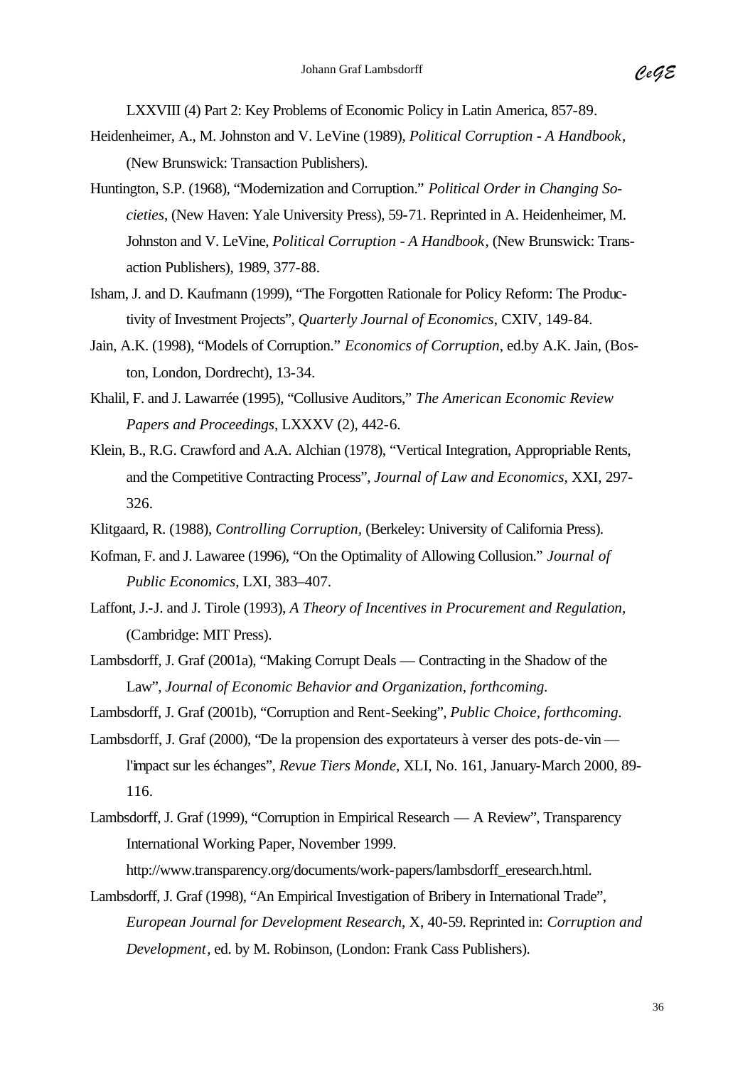LXXVIII (4) Part 2: Key Problems of Economic Policy in Latin America, 857-89.

Heidenheimer, A., M. Johnston and V. LeVine (1989), *Political Corruption - A Handbook*, (New Brunswick: Transaction Publishers).

Huntington, S.P. (1968), "Modernization and Corruption." *Political Order in Changing Societies*, (New Haven: Yale University Press), 59-71. Reprinted in A. Heidenheimer, M. Johnston and V. LeVine, *Political Corruption - A Handbook*, (New Brunswick: Transaction Publishers), 1989, 377-88.

Isham, J. and D. Kaufmann (1999), "The Forgotten Rationale for Policy Reform: The Productivity of Investment Projects", *Quarterly Journal of Economics*, CXIV, 149-84.

Jain, A.K. (1998), "Models of Corruption." *Economics of Corruption*, ed.by A.K. Jain, (Boston, London, Dordrecht), 13-34.

Khalil, F. and J. Lawarrée (1995), "Collusive Auditors," *The American Economic Review Papers and Proceedings*, LXXXV (2), 442-6.

Klein, B., R.G. Crawford and A.A. Alchian (1978), "Vertical Integration, Appropriable Rents, and the Competitive Contracting Process", *Journal of Law and Economics*, XXI, 297-326.

Klitgaard, R. (1988), *Controlling Corruption*, (Berkeley: University of California Press).

Kofman, F. and J. Lawaree (1996), "On the Optimality of Allowing Collusion." *Journal of Public Economics*, LXI, 383–407.

Laffont, J.-J. and J. Tirole (1993), *A Theory of Incentives in Procurement and Regulation*, (Cambridge: MIT Press).

Lambsdorff, J. Graf (2001a), "Making Corrupt Deals — Contracting in the Shadow of the Law", *Journal of Economic Behavior and Organization, forthcoming.*

Lambsdorff, J. Graf (2001b), "Corruption and Rent-Seeking", *Public Choice, forthcoming.*

Lambsdorff, J. Graf (2000), "De la propension des exportateurs à verser des pots-de-vin — l'impact sur les échanges", *Revue Tiers Monde*, XLI, No. 161, January-March 2000, 89-116.

Lambsdorff, J. Graf (1999), "Corruption in Empirical Research — A Review", Transparency International Working Paper, November 1999. http://www.transparency.org/documents/work-papers/lambsdorff_eresearch.html.

Lambsdorff, J. Graf (1998), "An Empirical Investigation of Bribery in International Trade", *European Journal for Development Research*, X, 40-59. Reprinted in: *Corruption and Development*, ed. by M. Robinson, (London: Frank Cass Publishers).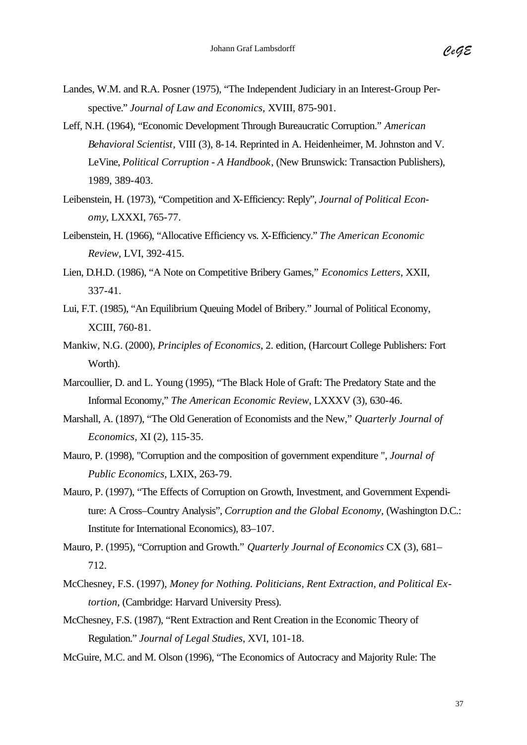Landes, W.M. and R.A. Posner (1975), "The Independent Judiciary in an Interest-Group Perspective." *Journal of Law and Economics*, XVIII, 875-901.

Leff, N.H. (1964), "Economic Development Through Bureaucratic Corruption." *American Behavioral Scientist*, VIII (3), 8-14. Reprinted in A. Heidenheimer, M. Johnston and V. LeVine, *Political Corruption - A Handbook*, (New Brunswick: Transaction Publishers), 1989, 389-403.

Leibenstein, H. (1973), "Competition and X-Efficiency: Reply", *Journal of Political Economy*, LXXXI, 765-77.

Leibenstein, H. (1966), "Allocative Efficiency vs. X-Efficiency." *The American Economic Review*, LVI, 392-415.

Lien, D.H.D. (1986), "A Note on Competitive Bribery Games," *Economics Letters*, XXII, 337-41.

Lui, F.T. (1985), "An Equilibrium Queuing Model of Bribery." Journal of Political Economy, XCIII, 760-81.

Mankiw, N.G. (2000), *Principles of Economics*, 2. edition, (Harcourt College Publishers: Fort Worth).

Marcoullier, D. and L. Young (1995), "The Black Hole of Graft: The Predatory State and the Informal Economy," *The American Economic Review*, LXXXV (3), 630-46.

Marshall, A. (1897), "The Old Generation of Economists and the New," *Quarterly Journal of Economics*, XI (2), 115-35.

Mauro, P. (1998), "Corruption and the composition of government expenditure ", *Journal of Public Economics*, LXIX, 263-79.

Mauro, P. (1997), "The Effects of Corruption on Growth, Investment, and Government Expenditure: A Cross–Country Analysis", *Corruption and the Global Economy*, (Washington D.C.: Institute for International Economics), 83–107.

Mauro, P. (1995), "Corruption and Growth." *Quarterly Journal of Economics* CX (3), 681–712.

McChesney, F.S. (1997), *Money for Nothing. Politicians, Rent Extraction, and Political Extortion*, (Cambridge: Harvard University Press).

McChesney, F.S. (1987), "Rent Extraction and Rent Creation in the Economic Theory of Regulation." *Journal of Legal Studies*, XVI, 101-18.

McGuire, M.C. and M. Olson (1996), "The Economics of Autocracy and Majority Rule: The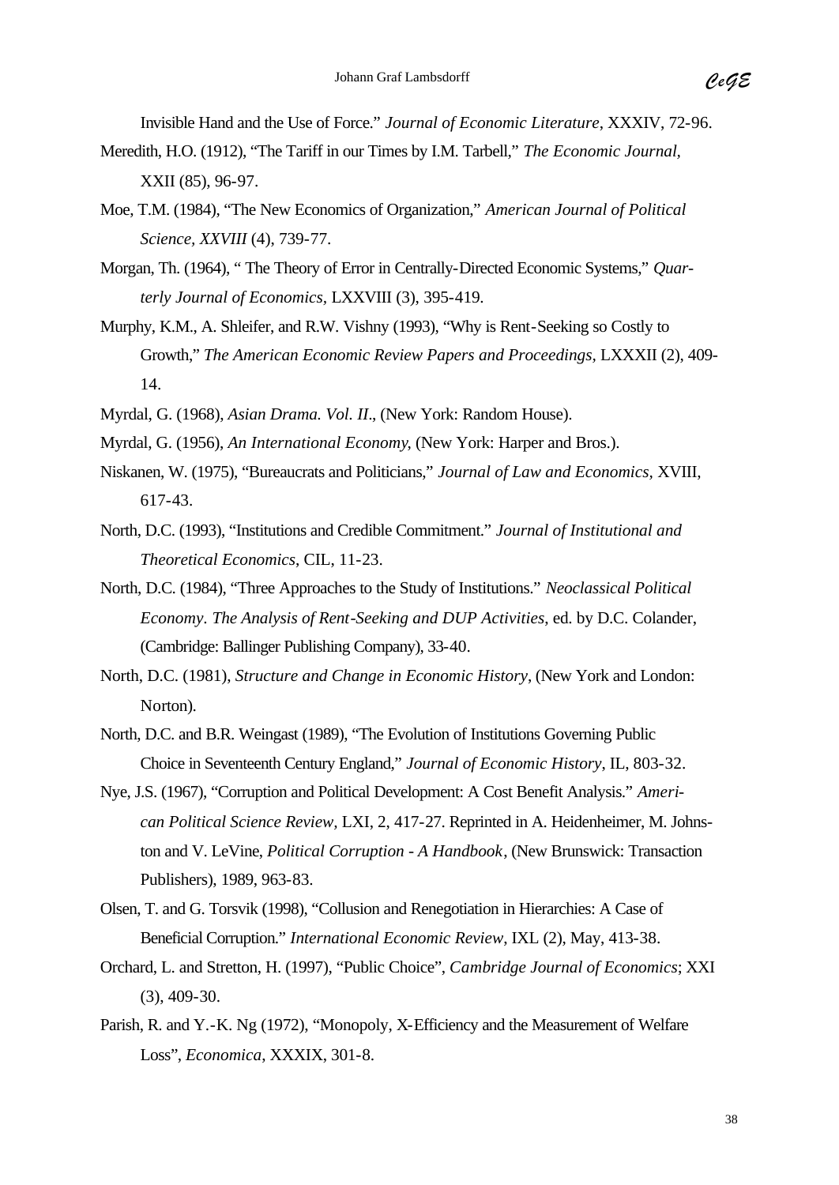Invisible Hand and the Use of Force." *Journal of Economic Literature*, XXXIV, 72-96.

Meredith, H.O. (1912), "The Tariff in our Times by I.M. Tarbell," *The Economic Journal*, XXII (85), 96-97.

Moe, T.M. (1984), "The New Economics of Organization," *American Journal of Political Science, XXVIII* (4), 739-77.

Morgan, Th. (1964), " The Theory of Error in Centrally-Directed Economic Systems," *Quarterly Journal of Economics*, LXXVIII (3), 395-419.

Murphy, K.M., A. Shleifer, and R.W. Vishny (1993), "Why is Rent-Seeking so Costly to Growth," *The American Economic Review Papers and Proceedings*, LXXXII (2), 409-14.

Myrdal, G. (1968), *Asian Drama. Vol. II*., (New York: Random House).

Myrdal, G. (1956), *An International Economy*, (New York: Harper and Bros.).

Niskanen, W. (1975), "Bureaucrats and Politicians," *Journal of Law and Economics*, XVIII, 617-43.

North, D.C. (1993), "Institutions and Credible Commitment." *Journal of Institutional and Theoretical Economics*, CIL, 11-23.

North, D.C. (1984), "Three Approaches to the Study of Institutions." *Neoclassical Political Economy. The Analysis of Rent-Seeking and DUP Activities*, ed. by D.C. Colander, (Cambridge: Ballinger Publishing Company), 33-40.

North, D.C. (1981), *Structure and Change in Economic History*, (New York and London: Norton).

North, D.C. and B.R. Weingast (1989), "The Evolution of Institutions Governing Public Choice in Seventeenth Century England," *Journal of Economic History*, IL, 803-32.

Nye, J.S. (1967), "Corruption and Political Development: A Cost Benefit Analysis." *American Political Science Review*, LXI, 2, 417-27. Reprinted in A. Heidenheimer, M. Johnston and V. LeVine, *Political Corruption - A Handbook*, (New Brunswick: Transaction Publishers), 1989, 963-83.

Olsen, T. and G. Torsvik (1998), "Collusion and Renegotiation in Hierarchies: A Case of Beneficial Corruption." *International Economic Review*, IXL (2), May, 413-38.

Orchard, L. and Stretton, H. (1997), "Public Choice", *Cambridge Journal of Economics*; XXI (3), 409-30.

Parish, R. and Y.-K. Ng (1972), "Monopoly, X-Efficiency and the Measurement of Welfare Loss", *Economica*, XXXIX, 301-8.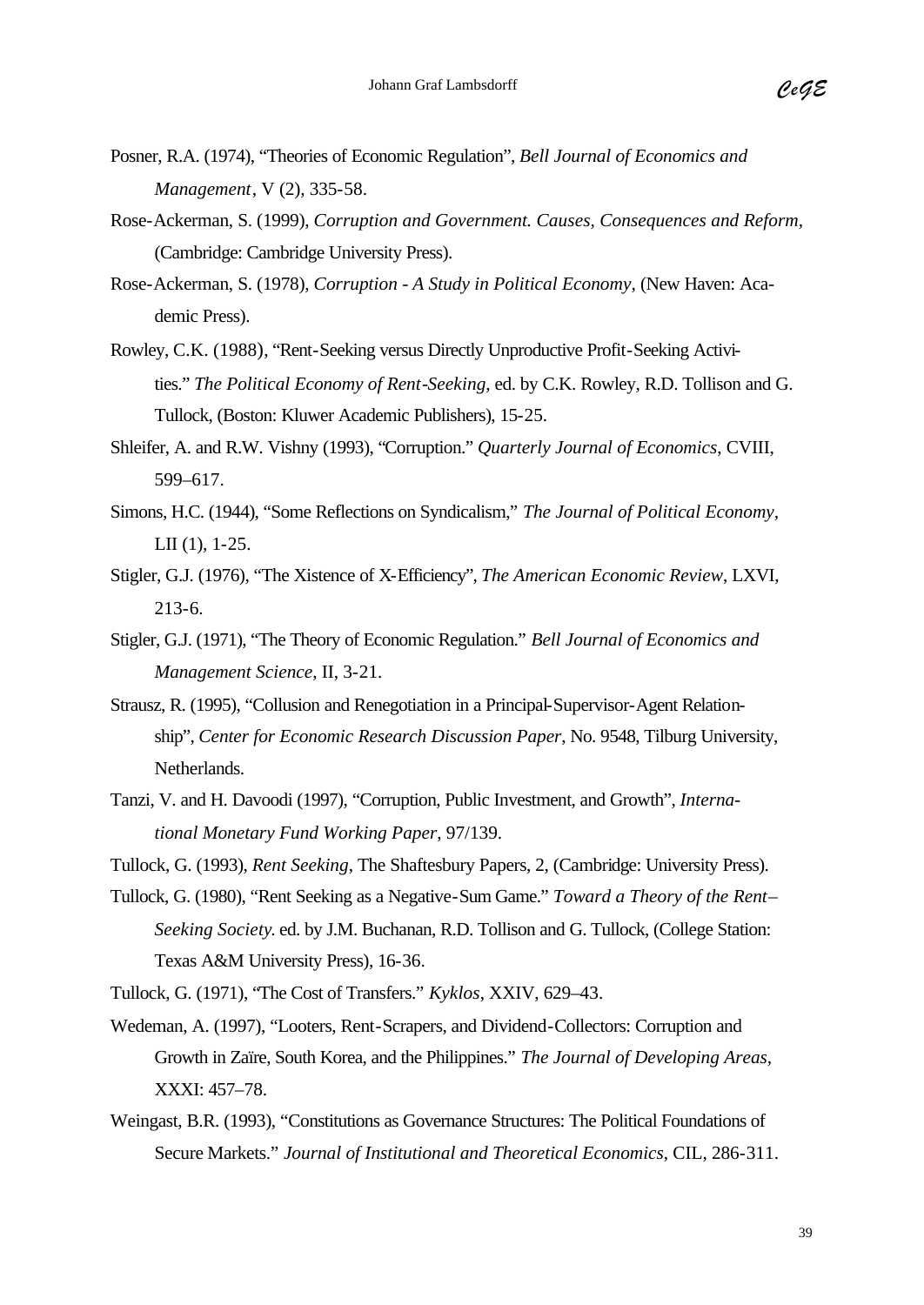Posner, R.A. (1974), "Theories of Economic Regulation", *Bell Journal of Economics and Management*, V (2), 335-58.

Rose-Ackerman, S. (1999), *Corruption and Government. Causes, Consequences and Reform*, (Cambridge: Cambridge University Press).

Rose-Ackerman, S. (1978), *Corruption - A Study in Political Economy*, (New Haven: Academic Press).

Rowley, C.K. (1988), "Rent-Seeking versus Directly Unproductive Profit-Seeking Activities." *The Political Economy of Rent-Seeking*, ed. by C.K. Rowley, R.D. Tollison and G. Tullock, (Boston: Kluwer Academic Publishers), 15-25.

Shleifer, A. and R.W. Vishny (1993), "Corruption." *Quarterly Journal of Economics*, CVIII, 599–617.

Simons, H.C. (1944), "Some Reflections on Syndicalism," *The Journal of Political Economy*, LII (1), 1-25.

Stigler, G.J. (1976), "The Xistence of X-Efficiency", *The American Economic Review*, LXVI, 213-6.

Stigler, G.J. (1971), "The Theory of Economic Regulation." *Bell Journal of Economics and Management Science*, II, 3-21.

Strausz, R. (1995), "Collusion and Renegotiation in a Principal-Supervisor-Agent Relationship", *Center for Economic Research Discussion Paper*, No. 9548, Tilburg University, Netherlands.

Tanzi, V. and H. Davoodi (1997), "Corruption, Public Investment, and Growth", *International Monetary Fund Working Paper*, 97/139.

Tullock, G. (1993), *Rent Seeking*, The Shaftesbury Papers, 2, (Cambridge: University Press).

Tullock, G. (1980), "Rent Seeking as a Negative-Sum Game." *Toward a Theory of the Rent–Seeking Society*. ed. by J.M. Buchanan, R.D. Tollison and G. Tullock, (College Station: Texas A&M University Press), 16-36.

Tullock, G. (1971), "The Cost of Transfers." *Kyklos*, XXIV, 629–43.

Wedeman, A. (1997), "Looters, Rent-Scrapers, and Dividend-Collectors: Corruption and Growth in Zaïre, South Korea, and the Philippines." *The Journal of Developing Areas*, XXXI: 457–78.

Weingast, B.R. (1993), "Constitutions as Governance Structures: The Political Foundations of Secure Markets." *Journal of Institutional and Theoretical Economics*, CIL, 286-311.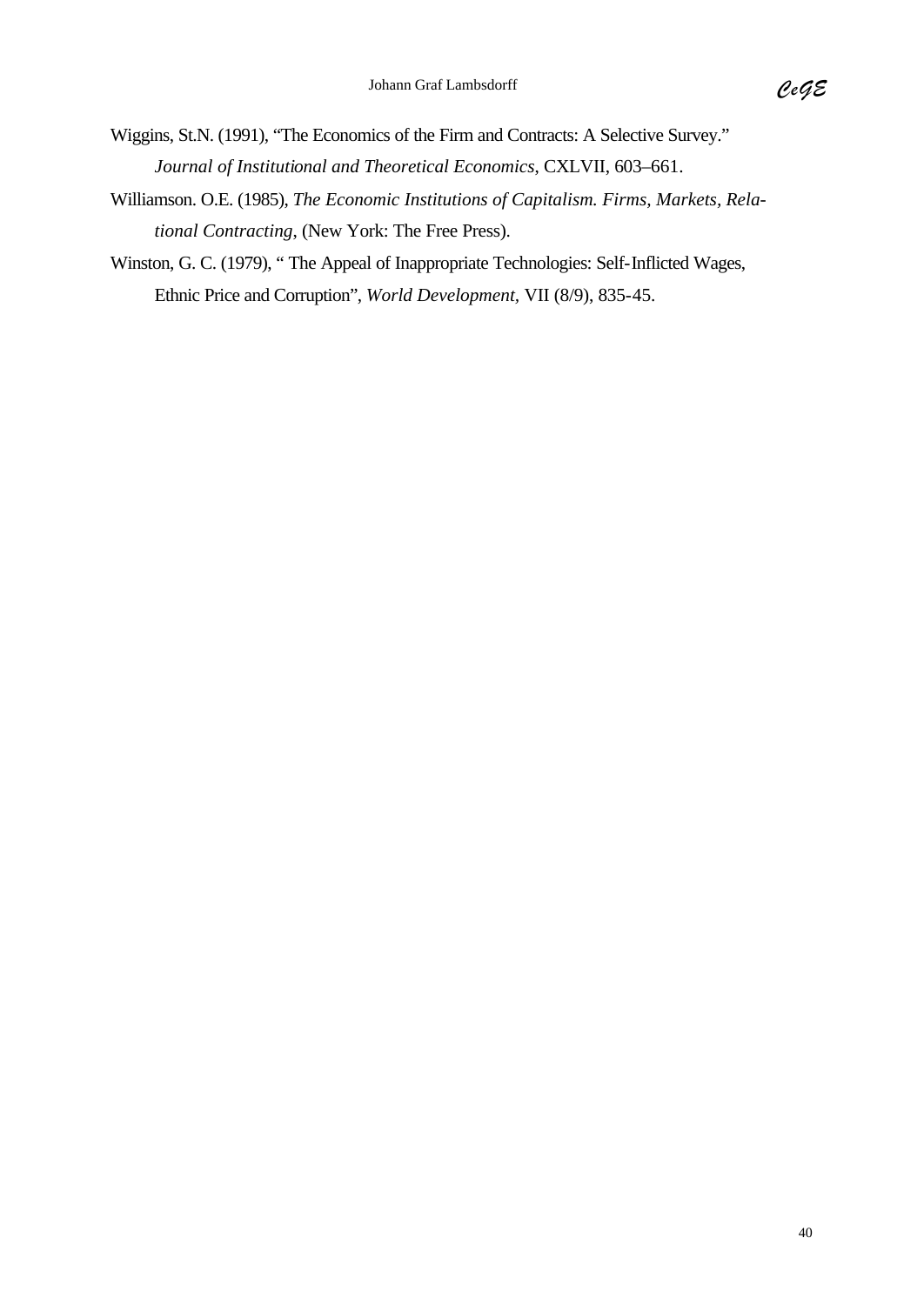Wiggins, St.N. (1991), "The Economics of the Firm and Contracts: A Selective Survey." *Journal of Institutional and Theoretical Economics*, CXLVII, 603–661.

Williamson. O.E. (1985), *The Economic Institutions of Capitalism. Firms, Markets, Relational Contracting*, (New York: The Free Press).

Winston, G. C. (1979), " The Appeal of Inappropriate Technologies: Self-Inflicted Wages, Ethnic Price and Corruption", *World Development*, VII (8/9), 835-45.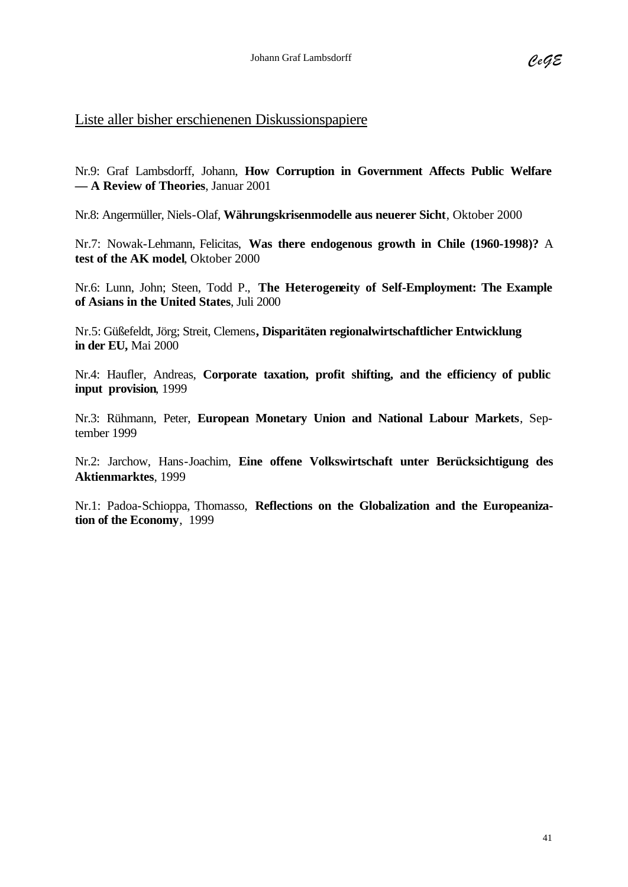## Liste aller bisher erschienenen Diskussionspapiere

Nr.9: Graf Lambsdorff, Johann, **How Corruption in Government Affects Public Welfare — A Review of Theories**, Januar 2001

Nr.8: Angermüller, Niels-Olaf, **Währungskrisenmodelle aus neuerer Sicht**, Oktober 2000

Nr.7: Nowak-Lehmann, Felicitas, **Was there endogenous growth in Chile (1960-1998)?** A **test of the AK model**, Oktober 2000

Nr.6: Lunn, John; Steen, Todd P., **The Heterogeneity of Self-Employment: The Example of Asians in the United States**, Juli 2000

Nr.5: Güßefeldt, Jörg; Streit, Clemens**, Disparitäten regionalwirtschaftlicher Entwicklung in der EU,** Mai 2000

Nr.4: Haufler, Andreas, **Corporate taxation, profit shifting, and the efficiency of public input provision**, 1999

Nr.3: Rühmann, Peter, **European Monetary Union and National Labour Markets**, September 1999

Nr.2: Jarchow, Hans-Joachim, **Eine offene Volkswirtschaft unter Berücksichtigung des Aktienmarktes**, 1999

Nr.1: Padoa-Schioppa, Thomasso, **Reflections on the Globalization and the Europeanization of the Economy**, 1999